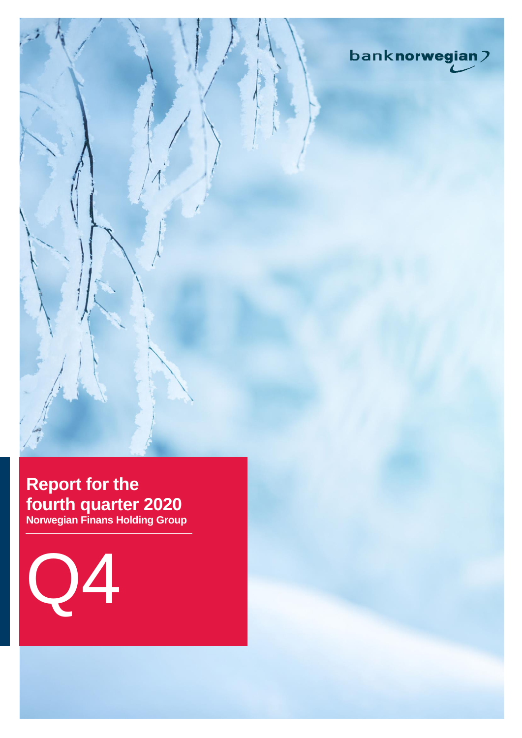banknorwegian

# Report for the fourth quarter 2020

**Norwegian Finans Holding Group**

Q4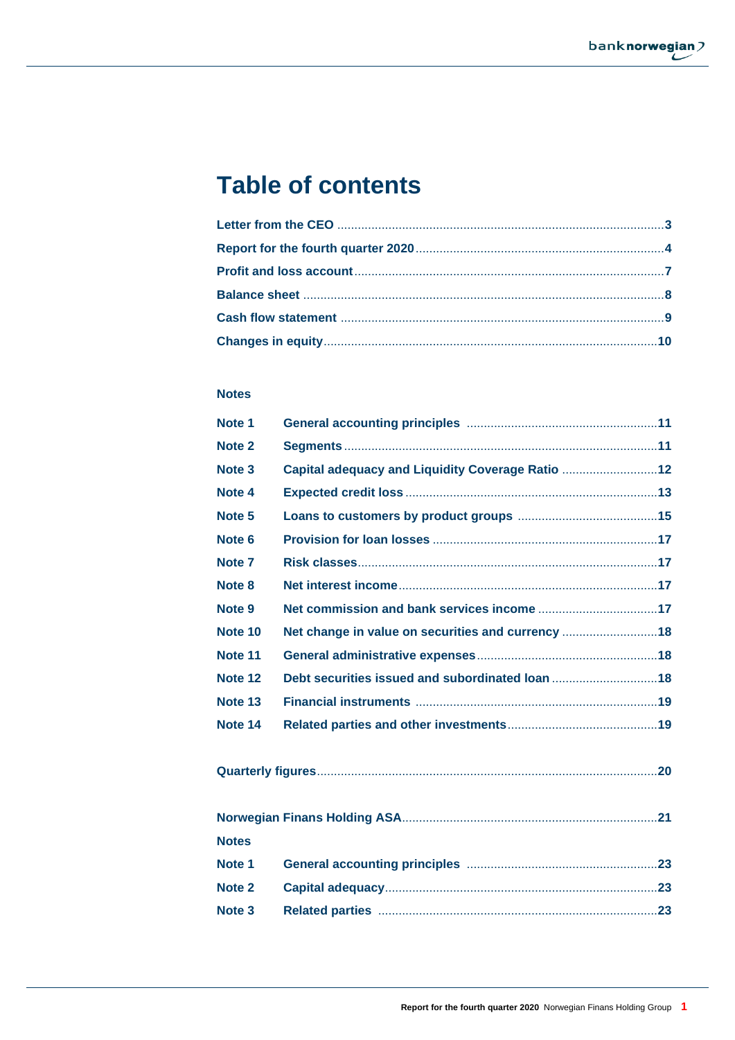# Table of contents

| | |
|---|---|
| **Letter from the CEO** | **3** |
| **Report for the fourth quarter 2020** | **4** |
| **Profit and loss account** | **7** |
| **Balance sheet** | **8** |
| **Cash flow statement** | **9** |
| **Changes in equity** | **10** |

**Notes**

| | | |
|---|---|---|
| **Note 1** | **General accounting principles** | **11** |
| **Note 2** | **Segments** | **11** |
| **Note 3** | **Capital adequacy and Liquidity Coverage Ratio** | **12** |
| **Note 4** | **Expected credit loss** | **13** |
| **Note 5** | **Loans to customers by product groups** | **15** |
| **Note 6** | **Provision for loan losses** | **17** |
| **Note 7** | **Risk classes** | **17** |
| **Note 8** | **Net interest income** | **17** |
| **Note 9** | **Net commission and bank services income** | **17** |
| **Note 10** | **Net change in value on securities and currency** | **18** |
| **Note 11** | **General administrative expenses** | **18** |
| **Note 12** | **Debt securities issued and subordinated loan** | **18** |
| **Note 13** | **Financial instruments** | **19** |
| **Note 14** | **Related parties and other investments** | **19** |

| | |
|---|---|
| **Quarterly figures** | **20** |

| | |
|---|---|
| **Norwegian Finans Holding ASA** | **21** |

**Notes**

| | | |
|---|---|---|
| **Note 1** | **General accounting principles** | **23** |
| **Note 2** | **Capital adequacy** | **23** |
| **Note 3** | **Related parties** | **23** |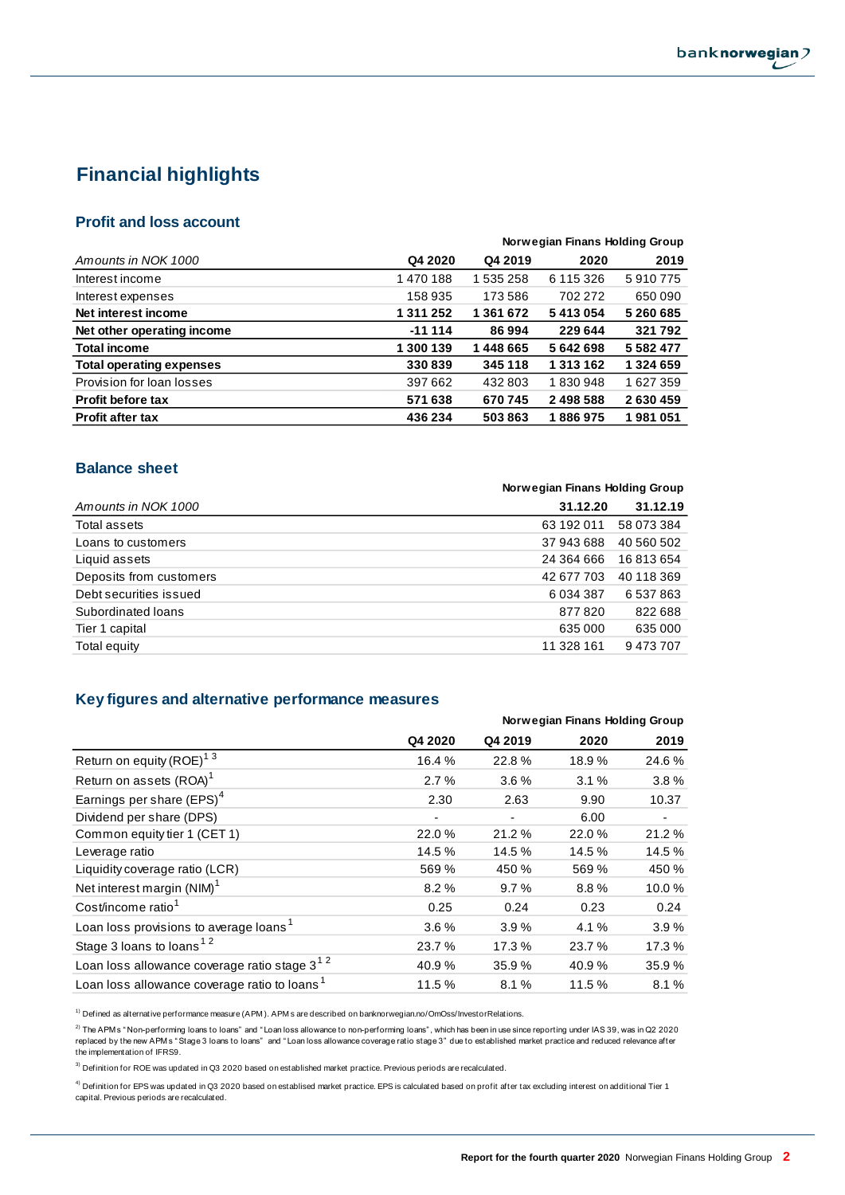# Financial highlights

## Profit and loss account

| Amounts in NOK 1000 | Norwegian Finans Holding Group Q4 2020 | Q4 2019 | 2020 | 2019 |
|---|---|---|---|---|
| Interest income | 1 470 188 | 1 535 258 | 6 115 326 | 5 910 775 |
| Interest expenses | 158 935 | 173 586 | 702 272 | 650 090 |
| **Net interest income** | **1 311 252** | **1 361 672** | **5 413 054** | **5 260 685** |
| **Net other operating income** | **-11 114** | **86 994** | **229 644** | **321 792** |
| **Total income** | **1 300 139** | **1 448 665** | **5 642 698** | **5 582 477** |
| **Total operating expenses** | **330 839** | **345 118** | **1 313 162** | **1 324 659** |
| Provision for loan losses | 397 662 | 432 803 | 1 830 948 | 1 627 359 |
| **Profit before tax** | **571 638** | **670 745** | **2 498 588** | **2 630 459** |
| **Profit after tax** | **436 234** | **503 863** | **1 886 975** | **1 981 051** |

## Balance sheet

| Amounts in NOK 1000 | Norwegian Finans Holding Group 31.12.20 | 31.12.19 |
|---|---|---|
| Total assets | 63 192 011 | 58 073 384 |
| Loans to customers | 37 943 688 | 40 560 502 |
| Liquid assets | 24 364 666 | 16 813 654 |
| Deposits from customers | 42 677 703 | 40 118 369 |
| Debt securities issued | 6 034 387 | 6 537 863 |
| Subordinated loans | 877 820 | 822 688 |
| Tier 1 capital | 635 000 | 635 000 |
| Total equity | 11 328 161 | 9 473 707 |

## Key figures and alternative performance measures

| | Norwegian Finans Holding Group Q4 2020 | Q4 2019 | 2020 | 2019 |
|---|---|---|---|---|
| Return on equity (ROE)[1 3] | 16.4 % | 22.8 % | 18.9 % | 24.6 % |
| Return on assets (ROA)[1] | 2.7 % | 3.6 % | 3.1 % | 3.8 % |
| Earnings per share (EPS)[4] | 2.30 | 2.63 | 9.90 | 10.37 |
| Dividend per share (DPS) | - | - | 6.00 | - |
| Common equity tier 1 (CET 1) | 22.0 % | 21.2 % | 22.0 % | 21.2 % |
| Leverage ratio | 14.5 % | 14.5 % | 14.5 % | 14.5 % |
| Liquidity coverage ratio (LCR) | 569 % | 450 % | 569 % | 450 % |
| Net interest margin (NIM)[1] | 8.2 % | 9.7 % | 8.8 % | 10.0 % |
| Cost/income ratio[1] | 0.25 | 0.24 | 0.23 | 0.24 |
| Loan loss provisions to average loans[1] | 3.6 % | 3.9 % | 4.1 % | 3.9 % |
| Stage 3 loans to loans[1 2] | 23.7 % | 17.3 % | 23.7 % | 17.3 % |
| Loan loss allowance coverage ratio stage 3[1 2] | 40.9 % | 35.9 % | 40.9 % | 35.9 % |
| Loan loss allowance coverage ratio to loans[1] | 11.5 % | 8.1 % | 11.5 % | 8.1 % |

[1)] Defined as alternative performance measure (APM). APMs are described on banknorwegian.no/OmOss/InvestorRelations.

[2)] The APMs "Non-performing loans to loans" and "Loan loss allowance to non-performing loans", which has been in use since reporting under IAS 39, was in Q2 2020 replaced by the new APMs "Stage 3 loans to loans" and "Loan loss allowance coverage ratio stage 3" due to established market practice and reduced relevance after the implementation of IFRS9.

[3)] Definition for ROE was updated in Q3 2020 based on established market practice. Previous periods are recalculated.

[4)] Definition for EPS was updated in Q3 2020 based on establised market practice. EPS is calculated based on profit after tax excluding interest on additional Tier 1 capital. Previous periods are recalculated.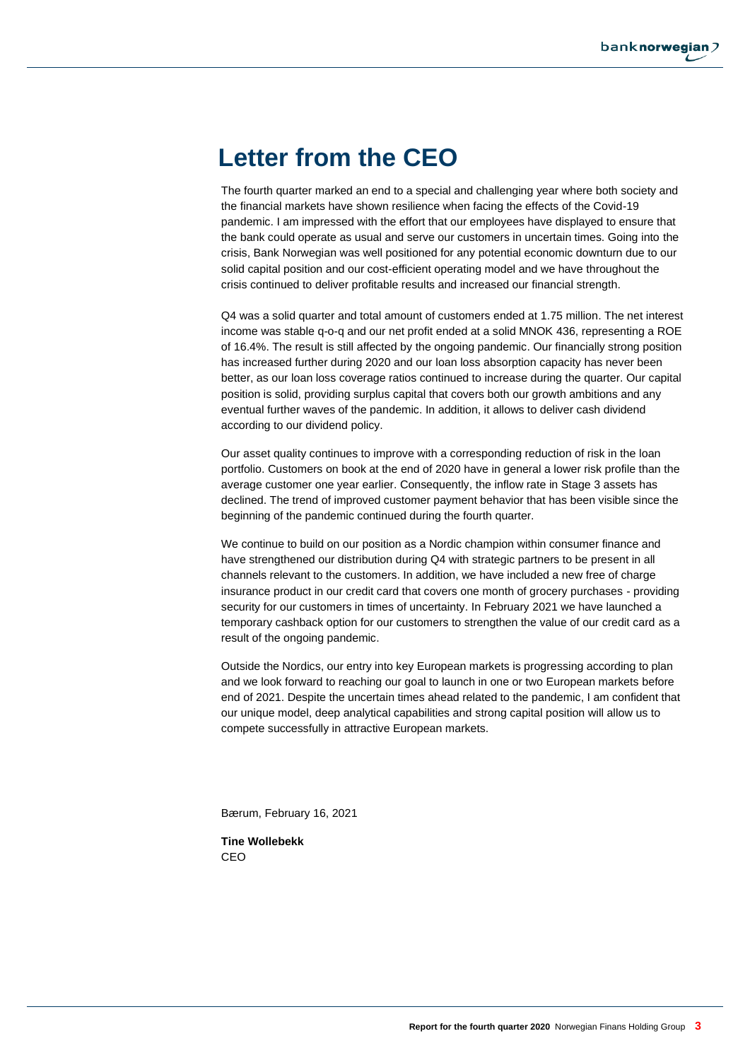# Letter from the CEO

The fourth quarter marked an end to a special and challenging year where both society and the financial markets have shown resilience when facing the effects of the Covid-19 pandemic. I am impressed with the effort that our employees have displayed to ensure that the bank could operate as usual and serve our customers in uncertain times. Going into the crisis, Bank Norwegian was well positioned for any potential economic downturn due to our solid capital position and our cost-efficient operating model and we have throughout the crisis continued to deliver profitable results and increased our financial strength.

Q4 was a solid quarter and total amount of customers ended at 1.75 million. The net interest income was stable q-o-q and our net profit ended at a solid MNOK 436, representing a ROE of 16.4%. The result is still affected by the ongoing pandemic. Our financially strong position has increased further during 2020 and our loan loss absorption capacity has never been better, as our loan loss coverage ratios continued to increase during the quarter. Our capital position is solid, providing surplus capital that covers both our growth ambitions and any eventual further waves of the pandemic. In addition, it allows to deliver cash dividend according to our dividend policy.

Our asset quality continues to improve with a corresponding reduction of risk in the loan portfolio. Customers on book at the end of 2020 have in general a lower risk profile than the average customer one year earlier. Consequently, the inflow rate in Stage 3 assets has declined. The trend of improved customer payment behavior that has been visible since the beginning of the pandemic continued during the fourth quarter.

We continue to build on our position as a Nordic champion within consumer finance and have strengthened our distribution during Q4 with strategic partners to be present in all channels relevant to the customers. In addition, we have included a new free of charge insurance product in our credit card that covers one month of grocery purchases - providing security for our customers in times of uncertainty. In February 2021 we have launched a temporary cashback option for our customers to strengthen the value of our credit card as a result of the ongoing pandemic.

Outside the Nordics, our entry into key European markets is progressing according to plan and we look forward to reaching our goal to launch in one or two European markets before end of 2021. Despite the uncertain times ahead related to the pandemic, I am confident that our unique model, deep analytical capabilities and strong capital position will allow us to compete successfully in attractive European markets.

Bærum, February 16, 2021

**Tine Wollebekk**
CEO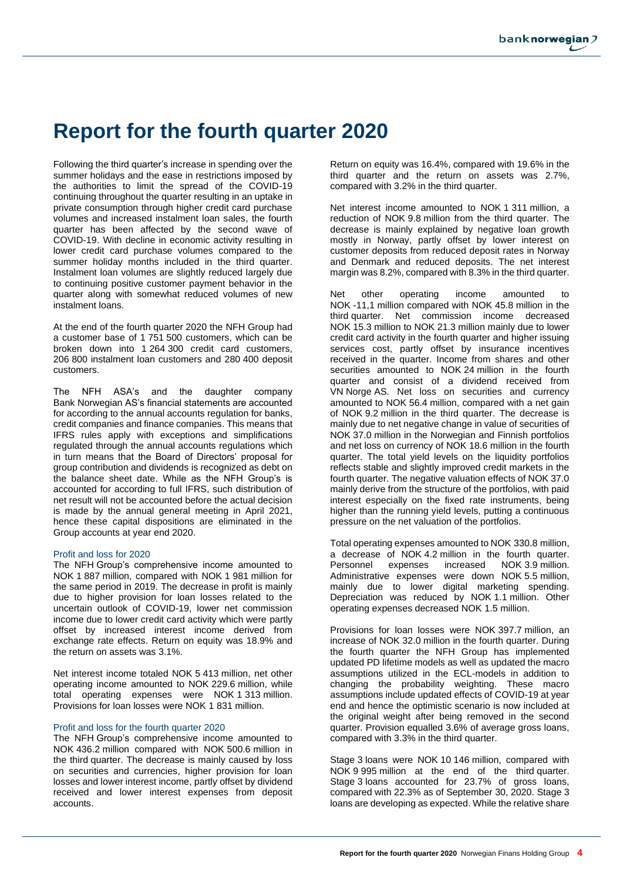# Report for the fourth quarter 2020

Following the third quarter's increase in spending over the summer holidays and the ease in restrictions imposed by the authorities to limit the spread of the COVID-19 continuing throughout the quarter resulting in an uptake in private consumption through higher credit card purchase volumes and increased instalment loan sales, the fourth quarter has been affected by the second wave of COVID-19. With decline in economic activity resulting in lower credit card purchase volumes compared to the summer holiday months included in the third quarter. Instalment loan volumes are slightly reduced largely due to continuing positive customer payment behavior in the quarter along with somewhat reduced volumes of new instalment loans.

At the end of the fourth quarter 2020 the NFH Group had a customer base of 1 751 500 customers, which can be broken down into 1 264 300 credit card customers, 206 800 instalment loan customers and 280 400 deposit customers.

The NFH ASA's and the daughter company Bank Norwegian AS's financial statements are accounted for according to the annual accounts regulation for banks, credit companies and finance companies. This means that IFRS rules apply with exceptions and simplifications regulated through the annual accounts regulations which in turn means that the Board of Directors' proposal for group contribution and dividends is recognized as debt on the balance sheet date. While as the NFH Group's is accounted for according to full IFRS, such distribution of net result will not be accounted before the actual decision is made by the annual general meeting in April 2021, hence these capital dispositions are eliminated in the Group accounts at year end 2020.

## Profit and loss for 2020

The NFH Group's comprehensive income amounted to NOK 1 887 million, compared with NOK 1 981 million for the same period in 2019. The decrease in profit is mainly due to higher provision for loan losses related to the uncertain outlook of COVID-19, lower net commission income due to lower credit card activity which were partly offset by increased interest income derived from exchange rate effects. Return on equity was 18.9% and the return on assets was 3.1%.

Net interest income totaled NOK 5 413 million, net other operating income amounted to NOK 229.6 million, while total operating expenses were NOK 1 313 million. Provisions for loan losses were NOK 1 831 million.

## Profit and loss for the fourth quarter 2020

The NFH Group's comprehensive income amounted to NOK 436.2 million compared with NOK 500.6 million in the third quarter. The decrease is mainly caused by loss on securities and currencies, higher provision for loan losses and lower interest income, partly offset by dividend received and lower interest expenses from deposit accounts.

Return on equity was 16.4%, compared with 19.6% in the third quarter and the return on assets was 2.7%, compared with 3.2% in the third quarter.

Net interest income amounted to NOK 1 311 million, a reduction of NOK 9.8 million from the third quarter. The decrease is mainly explained by negative loan growth mostly in Norway, partly offset by lower interest on customer deposits from reduced deposit rates in Norway and Denmark and reduced deposits. The net interest margin was 8.2%, compared with 8.3% in the third quarter.

Net other operating income amounted to NOK -11,1 million compared with NOK 45.8 million in the third quarter. Net commission income decreased NOK 15.3 million to NOK 21.3 million mainly due to lower credit card activity in the fourth quarter and higher issuing services cost, partly offset by insurance incentives received in the quarter. Income from shares and other securities amounted to NOK 24 million in the fourth quarter and consist of a dividend received from VN Norge AS. Net loss on securities and currency amounted to NOK 56.4 million, compared with a net gain of NOK 9.2 million in the third quarter. The decrease is mainly due to net negative change in value of securities of NOK 37.0 million in the Norwegian and Finnish portfolios and net loss on currency of NOK 18.6 million in the fourth quarter. The total yield levels on the liquidity portfolios reflects stable and slightly improved credit markets in the fourth quarter. The negative valuation effects of NOK 37.0 mainly derive from the structure of the portfolios, with paid interest especially on the fixed rate instruments, being higher than the running yield levels, putting a continuous pressure on the net valuation of the portfolios.

Total operating expenses amounted to NOK 330.8 million, a decrease of NOK 4.2 million in the fourth quarter. Personnel expenses increased NOK 3.9 million. Administrative expenses were down NOK 5.5 million, mainly due to lower digital marketing spending. Depreciation was reduced by NOK 1.1 million. Other operating expenses decreased NOK 1.5 million.

Provisions for loan losses were NOK 397.7 million, an increase of NOK 32.0 million in the fourth quarter. During the fourth quarter the NFH Group has implemented updated PD lifetime models as well as updated the macro assumptions utilized in the ECL-models in addition to changing the probability weighting. These macro assumptions include updated effects of COVID-19 at year end and hence the optimistic scenario is now included at the original weight after being removed in the second quarter. Provision equalled 3.6% of average gross loans, compared with 3.3% in the third quarter.

Stage 3 loans were NOK 10 146 million, compared with NOK 9 995 million at the end of the third quarter. Stage 3 loans accounted for 23.7% of gross loans, compared with 22.3% as of September 30, 2020. Stage 3 loans are developing as expected. While the relative share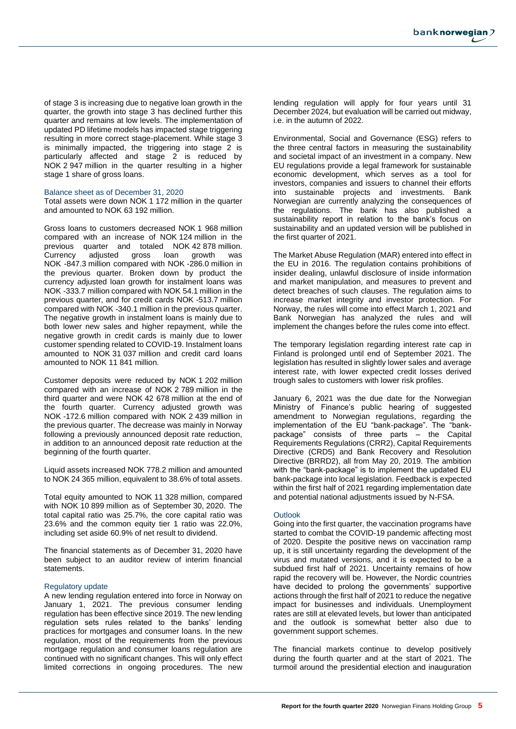of stage 3 is increasing due to negative loan growth in the quarter, the growth into stage 3 has declined further this quarter and remains at low levels. The implementation of updated PD lifetime models has impacted stage triggering resulting in more correct stage-placement. While stage 3 is minimally impacted, the triggering into stage 2 is particularly affected and stage 2 is reduced by NOK 2 947 million in the quarter resulting in a higher stage 1 share of gross loans.

## Balance sheet as of December 31, 2020

Total assets were down NOK 1 172 million in the quarter and amounted to NOK 63 192 million.

Gross loans to customers decreased NOK 1 968 million compared with an increase of NOK 124 million in the previous quarter and totaled NOK 42 878 million. Currency adjusted gross loan growth was NOK -847.3 million compared with NOK -286.0 million in the previous quarter. Broken down by product the currency adjusted loan growth for instalment loans was NOK -333.7 million compared with NOK 54.1 million in the previous quarter, and for credit cards NOK -513.7 million compared with NOK -340.1 million in the previous quarter. The negative growth in instalment loans is mainly due to both lower new sales and higher repayment, while the negative growth in credit cards is mainly due to lower customer spending related to COVID-19. Instalment loans amounted to NOK 31 037 million and credit card loans amounted to NOK 11 841 million.

Customer deposits were reduced by NOK 1 202 million compared with an increase of NOK 2 789 million in the third quarter and were NOK 42 678 million at the end of the fourth quarter. Currency adjusted growth was NOK -172.6 million compared with NOK 2 439 million in the previous quarter. The decrease was mainly in Norway following a previously announced deposit rate reduction, in addition to an announced deposit rate reduction at the beginning of the fourth quarter.

Liquid assets increased NOK 778.2 million and amounted to NOK 24 365 million, equivalent to 38.6% of total assets.

Total equity amounted to NOK 11 328 million, compared with NOK 10 899 million as of September 30, 2020. The total capital ratio was 25.7%, the core capital ratio was 23.6% and the common equity tier 1 ratio was 22.0%, including set aside 60.9% of net result to dividend.

The financial statements as of December 31, 2020 have been subject to an auditor review of interim financial statements.

## Regulatory update

A new lending regulation entered into force in Norway on January 1, 2021. The previous consumer lending regulation has been effective since 2019. The new lending regulation sets rules related to the banks' lending practices for mortgages and consumer loans. In the new regulation, most of the requirements from the previous mortgage regulation and consumer loans regulation are continued with no significant changes. This will only effect limited corrections in ongoing procedures. The new lending regulation will apply for four years until 31 December 2024, but evaluation will be carried out midway, i.e. in the autumn of 2022.

Environmental, Social and Governance (ESG) refers to the three central factors in measuring the sustainability and societal impact of an investment in a company. New EU regulations provide a legal framework for sustainable economic development, which serves as a tool for investors, companies and issuers to channel their efforts into sustainable projects and investments. Bank Norwegian are currently analyzing the consequences of the regulations. The bank has also published a sustainability report in relation to the bank's focus on sustainability and an updated version will be published in the first quarter of 2021.

The Market Abuse Regulation (MAR) entered into effect in the EU in 2016. The regulation contains prohibitions of insider dealing, unlawful disclosure of inside information and market manipulation, and measures to prevent and detect breaches of such clauses. The regulation aims to increase market integrity and investor protection. For Norway, the rules will come into effect March 1, 2021 and Bank Norwegian has analyzed the rules and will implement the changes before the rules come into effect.

The temporary legislation regarding interest rate cap in Finland is prolonged until end of September 2021. The legislation has resulted in slightly lower sales and average interest rate, with lower expected credit losses derived trough sales to customers with lower risk profiles.

January 6, 2021 was the due date for the Norwegian Ministry of Finance's public hearing of suggested amendment to Norwegian regulations, regarding the implementation of the EU "bank-package". The "bank-package" consists of three parts – the Capital Requirements Regulations (CRR2), Capital Requirements Directive (CRD5) and Bank Recovery and Resolution Directive (BRRD2), all from May 20, 2019. The ambition with the "bank-package" is to implement the updated EU bank-package into local legislation. Feedback is expected within the first half of 2021 regarding implementation date and potential national adjustments issued by N-FSA.

## Outlook

Going into the first quarter, the vaccination programs have started to combat the COVID-19 pandemic affecting most of 2020. Despite the positive news on vaccination ramp up, it is still uncertainty regarding the development of the virus and mutated versions, and it is expected to be a subdued first half of 2021. Uncertainty remains of how rapid the recovery will be. However, the Nordic countries have decided to prolong the governments' supportive actions through the first half of 2021 to reduce the negative impact for businesses and individuals. Unemployment rates are still at elevated levels, but lower than anticipated and the outlook is somewhat better also due to government support schemes.

The financial markets continue to develop positively during the fourth quarter and at the start of 2021. The turmoil around the presidential election and inauguration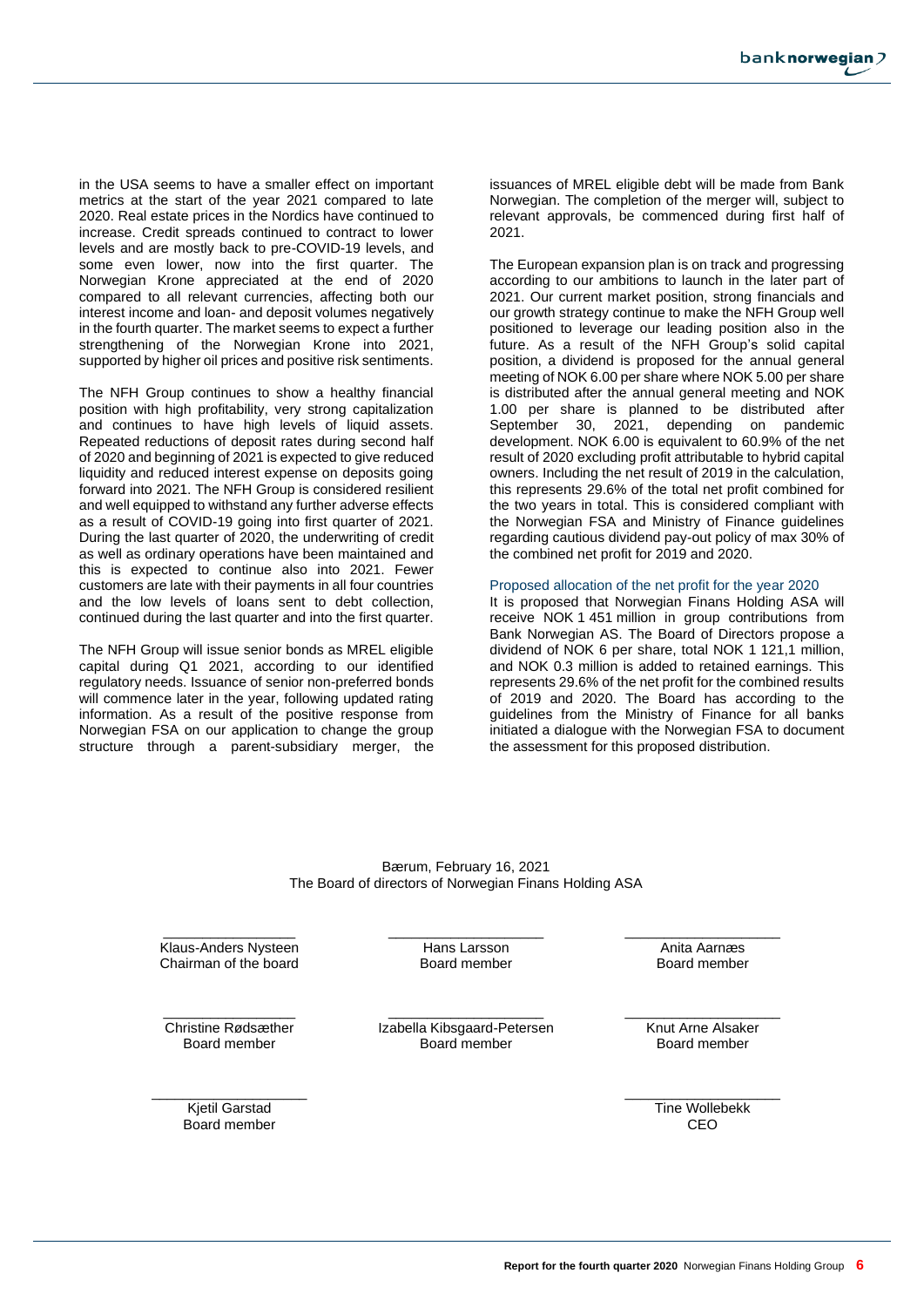in the USA seems to have a smaller effect on important metrics at the start of the year 2021 compared to late 2020. Real estate prices in the Nordics have continued to increase. Credit spreads continued to contract to lower levels and are mostly back to pre-COVID-19 levels, and some even lower, now into the first quarter. The Norwegian Krone appreciated at the end of 2020 compared to all relevant currencies, affecting both our interest income and loan- and deposit volumes negatively in the fourth quarter. The market seems to expect a further strengthening of the Norwegian Krone into 2021, supported by higher oil prices and positive risk sentiments.

The NFH Group continues to show a healthy financial position with high profitability, very strong capitalization and continues to have high levels of liquid assets. Repeated reductions of deposit rates during second half of 2020 and beginning of 2021 is expected to give reduced liquidity and reduced interest expense on deposits going forward into 2021. The NFH Group is considered resilient and well equipped to withstand any further adverse effects as a result of COVID-19 going into first quarter of 2021. During the last quarter of 2020, the underwriting of credit as well as ordinary operations have been maintained and this is expected to continue also into 2021. Fewer customers are late with their payments in all four countries and the low levels of loans sent to debt collection, continued during the last quarter and into the first quarter.

The NFH Group will issue senior bonds as MREL eligible capital during Q1 2021, according to our identified regulatory needs. Issuance of senior non-preferred bonds will commence later in the year, following updated rating information. As a result of the positive response from Norwegian FSA on our application to change the group structure through a parent-subsidiary merger, the issuances of MREL eligible debt will be made from Bank Norwegian. The completion of the merger will, subject to relevant approvals, be commenced during first half of 2021.

The European expansion plan is on track and progressing according to our ambitions to launch in the later part of 2021. Our current market position, strong financials and our growth strategy continue to make the NFH Group well positioned to leverage our leading position also in the future. As a result of the NFH Group's solid capital position, a dividend is proposed for the annual general meeting of NOK 6.00 per share where NOK 5.00 per share is distributed after the annual general meeting and NOK 1.00 per share is planned to be distributed after September 30, 2021, depending on pandemic development. NOK 6.00 is equivalent to 60.9% of the net result of 2020 excluding profit attributable to hybrid capital owners. Including the net result of 2019 in the calculation, this represents 29.6% of the total net profit combined for the two years in total. This is considered compliant with the Norwegian FSA and Ministry of Finance guidelines regarding cautious dividend pay-out policy of max 30% of the combined net profit for 2019 and 2020.

### Proposed allocation of the net profit for the year 2020

It is proposed that Norwegian Finans Holding ASA will receive NOK 1 451 million in group contributions from Bank Norwegian AS. The Board of Directors propose a dividend of NOK 6 per share, total NOK 1 121,1 million, and NOK 0.3 million is added to retained earnings. This represents 29.6% of the net profit for the combined results of 2019 and 2020. The Board has according to the guidelines from the Ministry of Finance for all banks initiated a dialogue with the Norwegian FSA to document the assessment for this proposed distribution.

Bærum, February 16, 2021
The Board of directors of Norwegian Finans Holding ASA

| | | |
|---|---|---|
| Klaus-Anders Nysteen<br>Chairman of the board | Hans Larsson<br>Board member | Anita Aarnæs<br>Board member |
| Christine Rødsæther<br>Board member | Izabella Kibsgaard-Petersen<br>Board member | Knut Arne Alsaker<br>Board member |
| Kjetil Garstad<br>Board member | | Tine Wollebekk<br>CEO |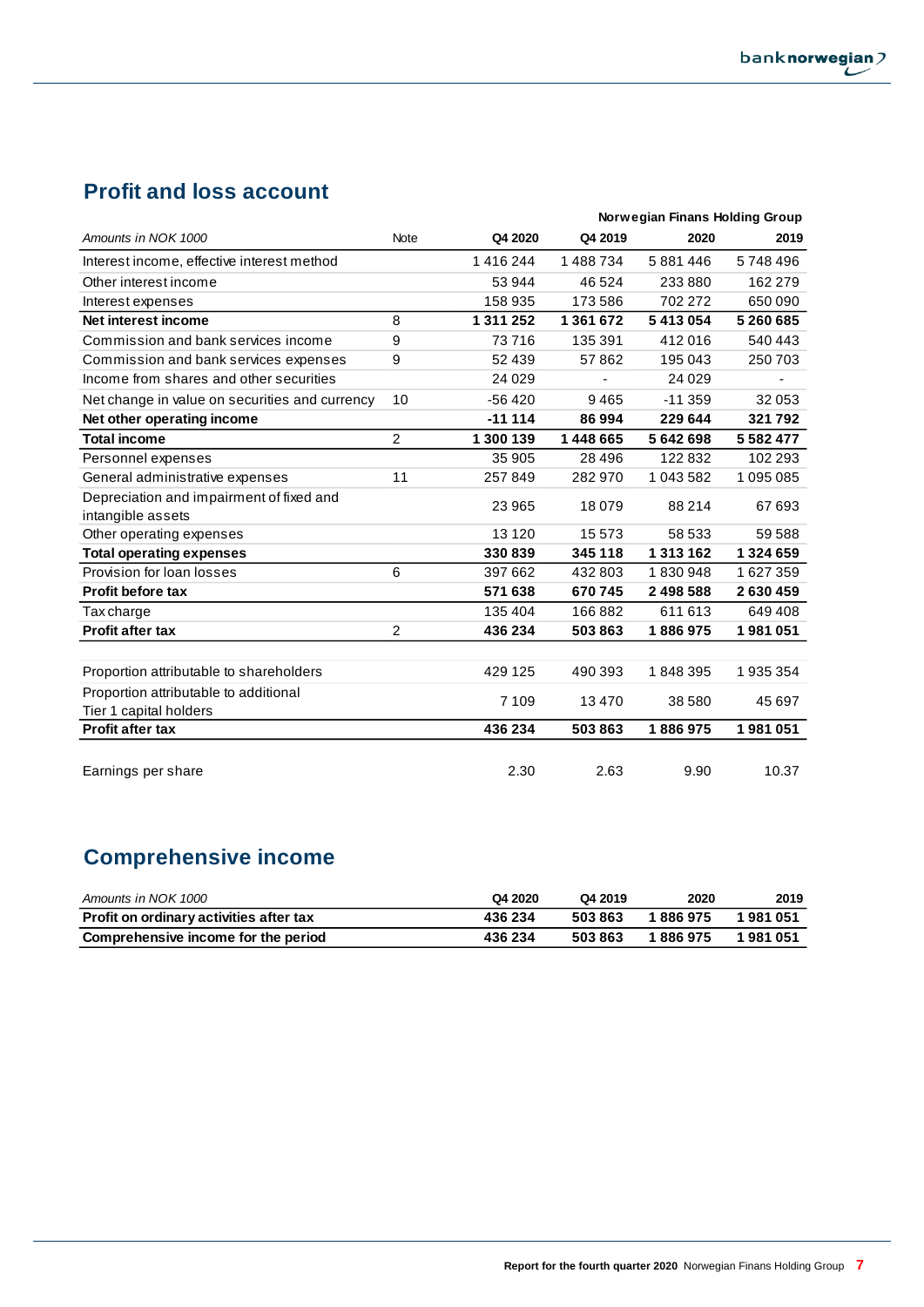## Profit and loss account

| Amounts in NOK 1000 | Note | Norwegian Finans Holding Group | | | |
|---|---|---|---|---|---|
| | | Q4 2020 | Q4 2019 | 2020 | 2019 |
| Interest income, effective interest method | | 1 416 244 | 1 488 734 | 5 881 446 | 5 748 496 |
| Other interest income | | 53 944 | 46 524 | 233 880 | 162 279 |
| Interest expenses | | 158 935 | 173 586 | 702 272 | 650 090 |
| **Net interest income** | 8 | **1 311 252** | **1 361 672** | **5 413 054** | **5 260 685** |
| Commission and bank services income | 9 | 73 716 | 135 391 | 412 016 | 540 443 |
| Commission and bank services expenses | 9 | 52 439 | 57 862 | 195 043 | 250 703 |
| Income from shares and other securities | | 24 029 | - | 24 029 | - |
| Net change in value on securities and currency | 10 | -56 420 | 9 465 | -11 359 | 32 053 |
| **Net other operating income** | | **-11 114** | **86 994** | **229 644** | **321 792** |
| **Total income** | 2 | **1 300 139** | **1 448 665** | **5 642 698** | **5 582 477** |
| Personnel expenses | | 35 905 | 28 496 | 122 832 | 102 293 |
| General administrative expenses | 11 | 257 849 | 282 970 | 1 043 582 | 1 095 085 |
| Depreciation and impairment of fixed and intangible assets | | 23 965 | 18 079 | 88 214 | 67 693 |
| Other operating expenses | | 13 120 | 15 573 | 58 533 | 59 588 |
| **Total operating expenses** | | **330 839** | **345 118** | **1 313 162** | **1 324 659** |
| Provision for loan losses | 6 | 397 662 | 432 803 | 1 830 948 | 1 627 359 |
| **Profit before tax** | | **571 638** | **670 745** | **2 498 588** | **2 630 459** |
| Tax charge | | 135 404 | 166 882 | 611 613 | 649 408 |
| **Profit after tax** | 2 | **436 234** | **503 863** | **1 886 975** | **1 981 051** |
| | | | | | |
| Proportion attributable to shareholders | | 429 125 | 490 393 | 1 848 395 | 1 935 354 |
| Proportion attributable to additional Tier 1 capital holders | | 7 109 | 13 470 | 38 580 | 45 697 |
| **Profit after tax** | | **436 234** | **503 863** | **1 886 975** | **1 981 051** |
| | | | | | |
| Earnings per share | | 2.30 | 2.63 | 9.90 | 10.37 |

## Comprehensive income

| Amounts in NOK 1000 | Q4 2020 | Q4 2019 | 2020 | 2019 |
|---|---|---|---|---|
| **Profit on ordinary activities after tax** | **436 234** | **503 863** | **1 886 975** | **1 981 051** |
| **Comprehensive income for the period** | **436 234** | **503 863** | **1 886 975** | **1 981 051** |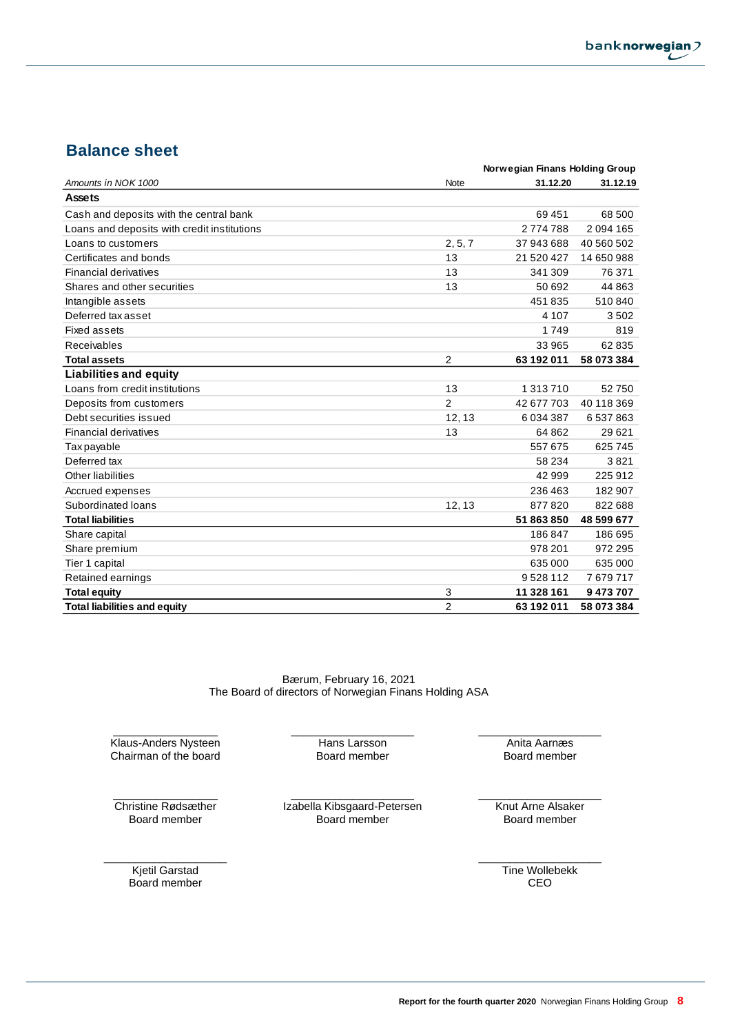## Balance sheet

| Amounts in NOK 1000 | Note | Norwegian Finans Holding Group 31.12.20 | 31.12.19 |
|---|---|---|---|
| **Assets** | | | |
| Cash and deposits with the central bank | | 69 451 | 68 500 |
| Loans and deposits with credit institutions | | 2 774 788 | 2 094 165 |
| Loans to customers | 2, 5, 7 | 37 943 688 | 40 560 502 |
| Certificates and bonds | 13 | 21 520 427 | 14 650 988 |
| Financial derivatives | 13 | 341 309 | 76 371 |
| Shares and other securities | 13 | 50 692 | 44 863 |
| Intangible assets | | 451 835 | 510 840 |
| Deferred tax asset | | 4 107 | 3 502 |
| Fixed assets | | 1 749 | 819 |
| Receivables | | 33 965 | 62 835 |
| **Total assets** | 2 | **63 192 011** | **58 073 384** |
| **Liabilities and equity** | | | |
| Loans from credit institutions | 13 | 1 313 710 | 52 750 |
| Deposits from customers | 2 | 42 677 703 | 40 118 369 |
| Debt securities issued | 12, 13 | 6 034 387 | 6 537 863 |
| Financial derivatives | 13 | 64 862 | 29 621 |
| Tax payable | | 557 675 | 625 745 |
| Deferred tax | | 58 234 | 3 821 |
| Other liabilities | | 42 999 | 225 912 |
| Accrued expenses | | 236 463 | 182 907 |
| Subordinated loans | 12, 13 | 877 820 | 822 688 |
| **Total liabilities** | | **51 863 850** | **48 599 677** |
| Share capital | | 186 847 | 186 695 |
| Share premium | | 978 201 | 972 295 |
| Tier 1 capital | | 635 000 | 635 000 |
| Retained earnings | | 9 528 112 | 7 679 717 |
| **Total equity** | 3 | **11 328 161** | **9 473 707** |
| **Total liabilities and equity** | 2 | **63 192 011** | **58 073 384** |

Bærum, February 16, 2021
The Board of directors of Norwegian Finans Holding ASA

Klaus-Anders Nysteen
Chairman of the board

Hans Larsson
Board member

Anita Aarnæs
Board member

Christine Rødsæther
Board member

Izabella Kibsgaard-Petersen
Board member

Knut Arne Alsaker
Board member

Kjetil Garstad
Board member

Tine Wollebekk
CEO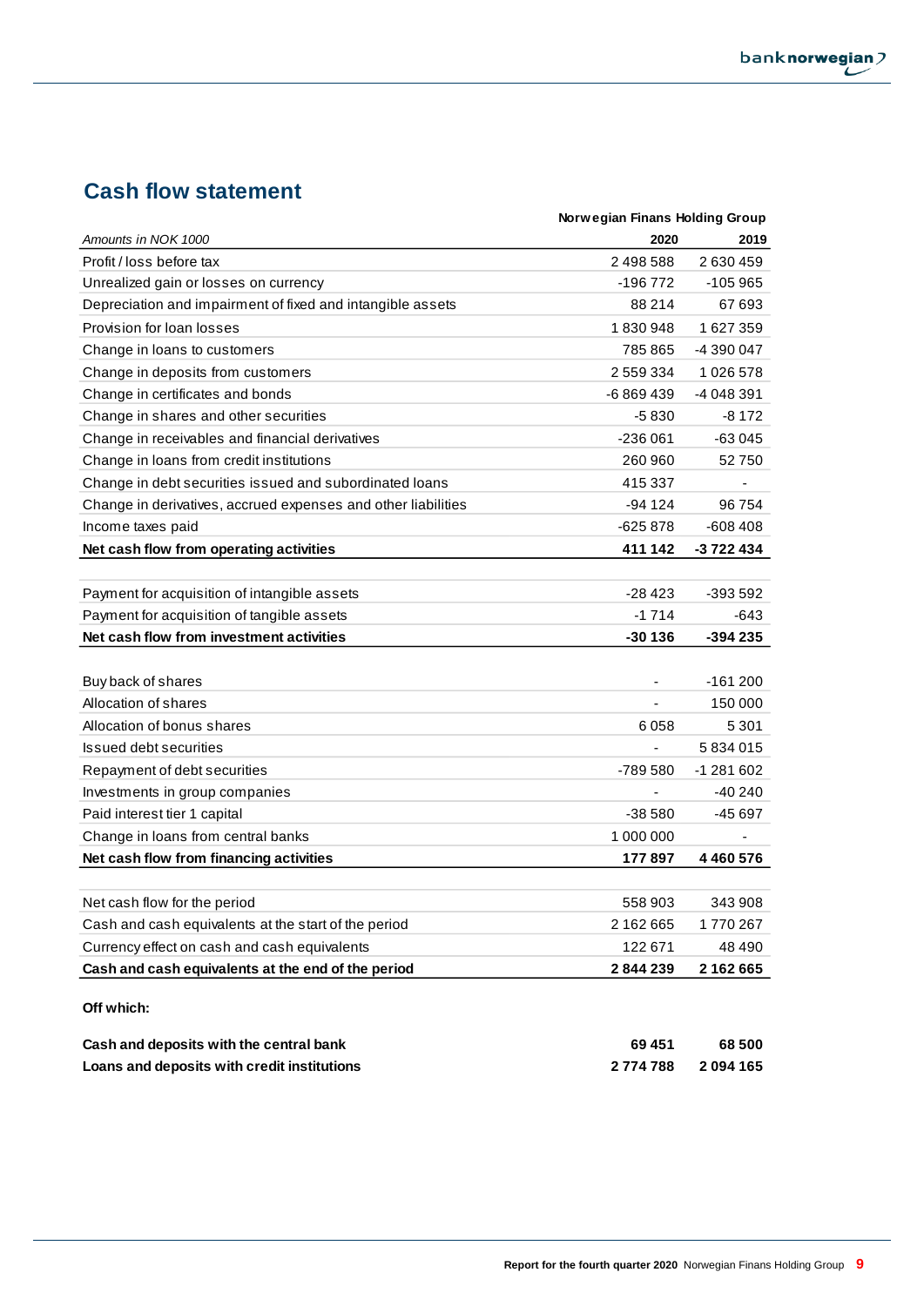## Cash flow statement

| | Norwegian Finans Holding Group | |
|---|---|---|
| *Amounts in NOK 1000* | **2020** | **2019** |
| Profit / loss before tax | 2 498 588 | 2 630 459 |
| Unrealized gain or losses on currency | -196 772 | -105 965 |
| Depreciation and impairment of fixed and intangible assets | 88 214 | 67 693 |
| Provision for loan losses | 1 830 948 | 1 627 359 |
| Change in loans to customers | 785 865 | -4 390 047 |
| Change in deposits from customers | 2 559 334 | 1 026 578 |
| Change in certificates and bonds | -6 869 439 | -4 048 391 |
| Change in shares and other securities | -5 830 | -8 172 |
| Change in receivables and financial derivatives | -236 061 | -63 045 |
| Change in loans from credit institutions | 260 960 | 52 750 |
| Change in debt securities issued and subordinated loans | 415 337 | - |
| Change in derivatives, accrued expenses and other liabilities | -94 124 | 96 754 |
| Income taxes paid | -625 878 | -608 408 |
| **Net cash flow from operating activities** | **411 142** | **-3 722 434** |
| | | |
| Payment for acquisition of intangible assets | -28 423 | -393 592 |
| Payment for acquisition of tangible assets | -1 714 | -643 |
| **Net cash flow from investment activities** | **-30 136** | **-394 235** |
| | | |
| Buy back of shares | - | -161 200 |
| Allocation of shares | - | 150 000 |
| Allocation of bonus shares | 6 058 | 5 301 |
| Issued debt securities | - | 5 834 015 |
| Repayment of debt securities | -789 580 | -1 281 602 |
| Investments in group companies | - | -40 240 |
| Paid interest tier 1 capital | -38 580 | -45 697 |
| Change in loans from central banks | 1 000 000 | - |
| **Net cash flow from financing activities** | **177 897** | **4 460 576** |
| | | |
| Net cash flow for the period | 558 903 | 343 908 |
| Cash and cash equivalents at the start of the period | 2 162 665 | 1 770 267 |
| Currency effect on cash and cash equivalents | 122 671 | 48 490 |
| **Cash and cash equivalents at the end of the period** | **2 844 239** | **2 162 665** |
| | | |
| **Off which:** | | |
| | | |
| **Cash and deposits with the central bank** | **69 451** | **68 500** |
| **Loans and deposits with credit institutions** | **2 774 788** | **2 094 165** |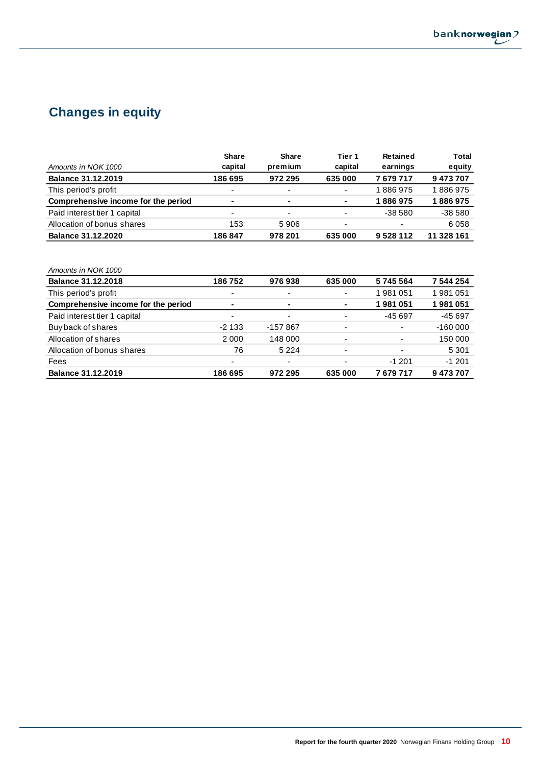# Changes in equity

| *Amounts in NOK 1000* | Share capital | Share premium | Tier 1 capital | Retained earnings | Total equity |
|---|---|---|---|---|---|
| **Balance 31.12.2019** | **186 695** | **972 295** | **635 000** | **7 679 717** | **9 473 707** |
| This period's profit | - | - | - | 1 886 975 | 1 886 975 |
| **Comprehensive income for the period** | **-** | **-** | **-** | **1 886 975** | **1 886 975** |
| Paid interest tier 1 capital | - | - | - | -38 580 | -38 580 |
| Allocation of bonus shares | 153 | 5 906 | - | - | 6 058 |
| **Balance 31.12.2020** | **186 847** | **978 201** | **635 000** | **9 528 112** | **11 328 161** |

| *Amounts in NOK 1000* | Share capital | Share premium | Tier 1 capital | Retained earnings | Total equity |
|---|---|---|---|---|---|
| **Balance 31.12.2018** | **186 752** | **976 938** | **635 000** | **5 745 564** | **7 544 254** |
| This period's profit | - | - | - | 1 981 051 | 1 981 051 |
| **Comprehensive income for the period** | **-** | **-** | **-** | **1 981 051** | **1 981 051** |
| Paid interest tier 1 capital | - | - | - | -45 697 | -45 697 |
| Buy back of shares | -2 133 | -157 867 | - | - | -160 000 |
| Allocation of shares | 2 000 | 148 000 | - | - | 150 000 |
| Allocation of bonus shares | 76 | 5 224 | - | - | 5 301 |
| Fees | - | - | - | -1 201 | -1 201 |
| **Balance 31.12.2019** | **186 695** | **972 295** | **635 000** | **7 679 717** | **9 473 707** |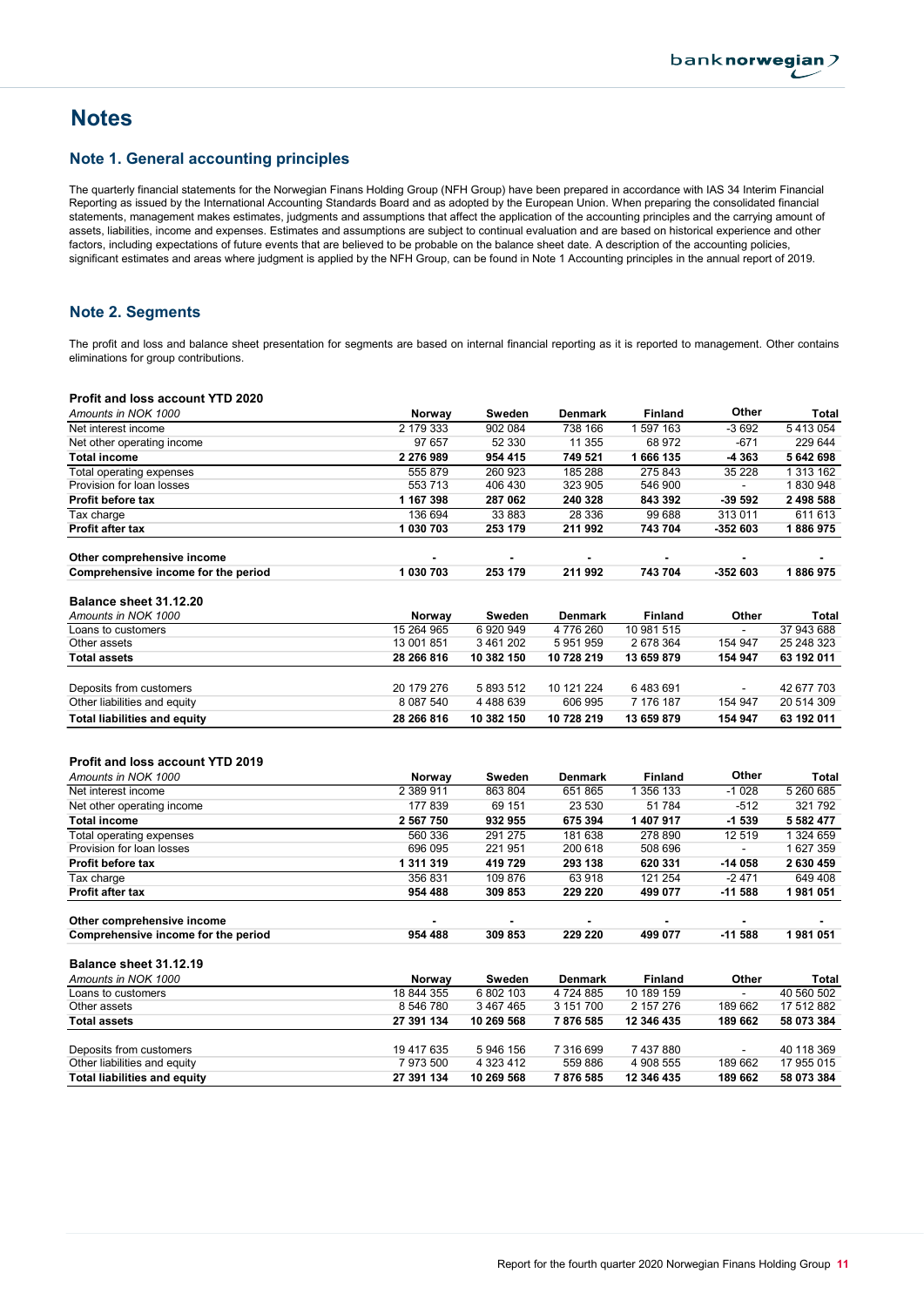# Notes

## Note 1. General accounting principles

The quarterly financial statements for the Norwegian Finans Holding Group (NFH Group) have been prepared in accordance with IAS 34 Interim Financial Reporting as issued by the International Accounting Standards Board and as adopted by the European Union. When preparing the consolidated financial statements, management makes estimates, judgments and assumptions that affect the application of the accounting principles and the carrying amount of assets, liabilities, income and expenses. Estimates and assumptions are subject to continual evaluation and are based on historical experience and other factors, including expectations of future events that are believed to be probable on the balance sheet date. A description of the accounting policies, significant estimates and areas where judgment is applied by the NFH Group, can be found in Note 1 Accounting principles in the annual report of 2019.

## Note 2. Segments

The profit and loss and balance sheet presentation for segments are based on internal financial reporting as it is reported to management. Other contains eliminations for group contributions.

**Profit and loss account YTD 2020**

| *Amounts in NOK 1000* | Norway | Sweden | Denmark | Finland | Other | Total |
|---|---|---|---|---|---|---|
| Net interest income | 2 179 333 | 902 084 | 738 166 | 1 597 163 | -3 692 | 5 413 054 |
| Net other operating income | 97 657 | 52 330 | 11 355 | 68 972 | -671 | 229 644 |
| **Total income** | **2 276 989** | **954 415** | **749 521** | **1 666 135** | **-4 363** | **5 642 698** |
| Total operating expenses | 555 879 | 260 923 | 185 288 | 275 843 | 35 228 | 1 313 162 |
| Provision for loan losses | 553 713 | 406 430 | 323 905 | 546 900 | - | 1 830 948 |
| **Profit before tax** | **1 167 398** | **287 062** | **240 328** | **843 392** | **-39 592** | **2 498 588** |
| Tax charge | 136 694 | 33 883 | 28 336 | 99 688 | 313 011 | 611 613 |
| **Profit after tax** | **1 030 703** | **253 179** | **211 992** | **743 704** | **-352 603** | **1 886 975** |
| **Other comprehensive income** | **-** | **-** | **-** | **-** | **-** | **-** |
| **Comprehensive income for the period** | **1 030 703** | **253 179** | **211 992** | **743 704** | **-352 603** | **1 886 975** |

**Balance sheet 31.12.20**

| *Amounts in NOK 1000* | Norway | Sweden | Denmark | Finland | Other | Total |
|---|---|---|---|---|---|---|
| Loans to customers | 15 264 965 | 6 920 949 | 4 776 260 | 10 981 515 | - | 37 943 688 |
| Other assets | 13 001 851 | 3 461 202 | 5 951 959 | 2 678 364 | 154 947 | 25 248 323 |
| **Total assets** | **28 266 816** | **10 382 150** | **10 728 219** | **13 659 879** | **154 947** | **63 192 011** |
| Deposits from customers | 20 179 276 | 5 893 512 | 10 121 224 | 6 483 691 | - | 42 677 703 |
| Other liabilities and equity | 8 087 540 | 4 488 639 | 606 995 | 7 176 187 | 154 947 | 20 514 309 |
| **Total liabilities and equity** | **28 266 816** | **10 382 150** | **10 728 219** | **13 659 879** | **154 947** | **63 192 011** |

**Profit and loss account YTD 2019**

| *Amounts in NOK 1000* | Norway | Sweden | Denmark | Finland | Other | Total |
|---|---|---|---|---|---|---|
| Net interest income | 2 389 911 | 863 804 | 651 865 | 1 356 133 | -1 028 | 5 260 685 |
| Net other operating income | 177 839 | 69 151 | 23 530 | 51 784 | -512 | 321 792 |
| **Total income** | **2 567 750** | **932 955** | **675 394** | **1 407 917** | **-1 539** | **5 582 477** |
| Total operating expenses | 560 336 | 291 275 | 181 638 | 278 890 | 12 519 | 1 324 659 |
| Provision for loan losses | 696 095 | 221 951 | 200 618 | 508 696 | - | 1 627 359 |
| **Profit before tax** | **1 311 319** | **419 729** | **293 138** | **620 331** | **-14 058** | **2 630 459** |
| Tax charge | 356 831 | 109 876 | 63 918 | 121 254 | -2 471 | 649 408 |
| **Profit after tax** | **954 488** | **309 853** | **229 220** | **499 077** | **-11 588** | **1 981 051** |
| **Other comprehensive income** | **-** | **-** | **-** | **-** | **-** | **-** |
| **Comprehensive income for the period** | **954 488** | **309 853** | **229 220** | **499 077** | **-11 588** | **1 981 051** |

**Balance sheet 31.12.19**

| *Amounts in NOK 1000* | Norway | Sweden | Denmark | Finland | Other | Total |
|---|---|---|---|---|---|---|
| Loans to customers | 18 844 355 | 6 802 103 | 4 724 885 | 10 189 159 | - | 40 560 502 |
| Other assets | 8 546 780 | 3 467 465 | 3 151 700 | 2 157 276 | 189 662 | 17 512 882 |
| **Total assets** | **27 391 134** | **10 269 568** | **7 876 585** | **12 346 435** | **189 662** | **58 073 384** |
| Deposits from customers | 19 417 635 | 5 946 156 | 7 316 699 | 7 437 880 | - | 40 118 369 |
| Other liabilities and equity | 7 973 500 | 4 323 412 | 559 886 | 4 908 555 | 189 662 | 17 955 015 |
| **Total liabilities and equity** | **27 391 134** | **10 269 568** | **7 876 585** | **12 346 435** | **189 662** | **58 073 384** |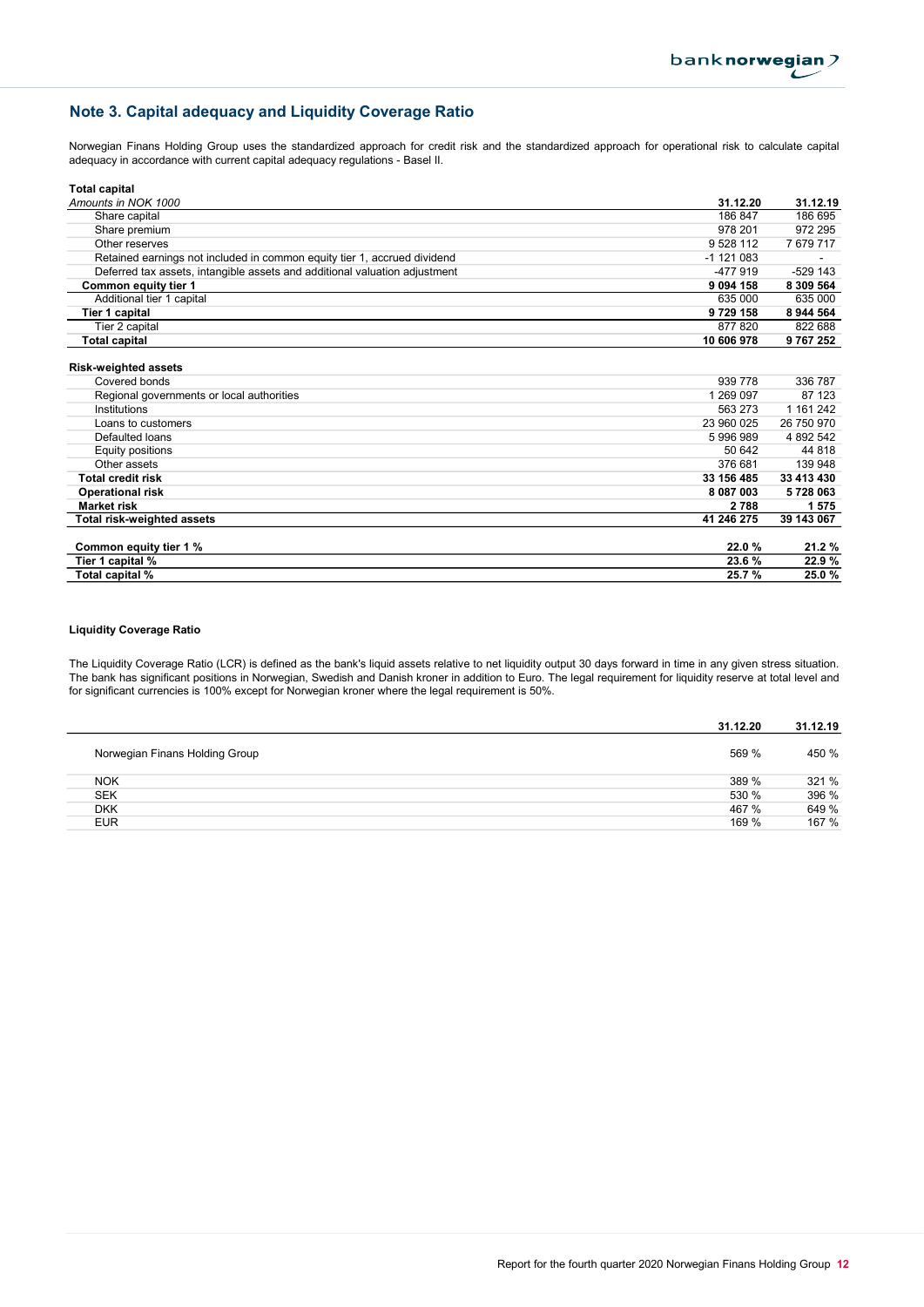## Note 3. Capital adequacy and Liquidity Coverage Ratio

Norwegian Finans Holding Group uses the standardized approach for credit risk and the standardized approach for operational risk to calculate capital adequacy in accordance with current capital adequacy regulations - Basel II.

**Total capital**

| *Amounts in NOK 1000* | **31.12.20** | **31.12.19** |
|---|---|---|
| Share capital | 186 847 | 186 695 |
| Share premium | 978 201 | 972 295 |
| Other reserves | 9 528 112 | 7 679 717 |
| Retained earnings not included in common equity tier 1, accrued dividend | -1 121 083 | - |
| Deferred tax assets, intangible assets and additional valuation adjustment | -477 919 | -529 143 |
| **Common equity tier 1** | **9 094 158** | **8 309 564** |
| Additional tier 1 capital | 635 000 | 635 000 |
| **Tier 1 capital** | **9 729 158** | **8 944 564** |
| Tier 2 capital | 877 820 | 822 688 |
| **Total capital** | **10 606 978** | **9 767 252** |

**Risk-weighted assets**

| | | |
|---|---|---|
| Covered bonds | 939 778 | 336 787 |
| Regional governments or local authorities | 1 269 097 | 87 123 |
| Institutions | 563 273 | 1 161 242 |
| Loans to customers | 23 960 025 | 26 750 970 |
| Defaulted loans | 5 996 989 | 4 892 542 |
| Equity positions | 50 642 | 44 818 |
| Other assets | 376 681 | 139 948 |
| **Total credit risk** | **33 156 485** | **33 413 430** |
| **Operational risk** | **8 087 003** | **5 728 063** |
| **Market risk** | **2 788** | **1 575** |
| **Total risk-weighted assets** | **41 246 275** | **39 143 067** |
| | | |
| **Common equity tier 1 %** | **22.0 %** | **21.2 %** |
| **Tier 1 capital %** | **23.6 %** | **22.9 %** |
| **Total capital %** | **25.7 %** | **25.0 %** |

**Liquidity Coverage Ratio**

The Liquidity Coverage Ratio (LCR) is defined as the bank's liquid assets relative to net liquidity output 30 days forward in time in any given stress situation. The bank has significant positions in Norwegian, Swedish and Danish kroner in addition to Euro. The legal requirement for liquidity reserve at total level and for significant currencies is 100% except for Norwegian kroner where the legal requirement is 50%.

| | **31.12.20** | **31.12.19** |
|---|---|---|
| Norwegian Finans Holding Group | 569 % | 450 % |
| NOK | 389 % | 321 % |
| SEK | 530 % | 396 % |
| DKK | 467 % | 649 % |
| EUR | 169 % | 167 % |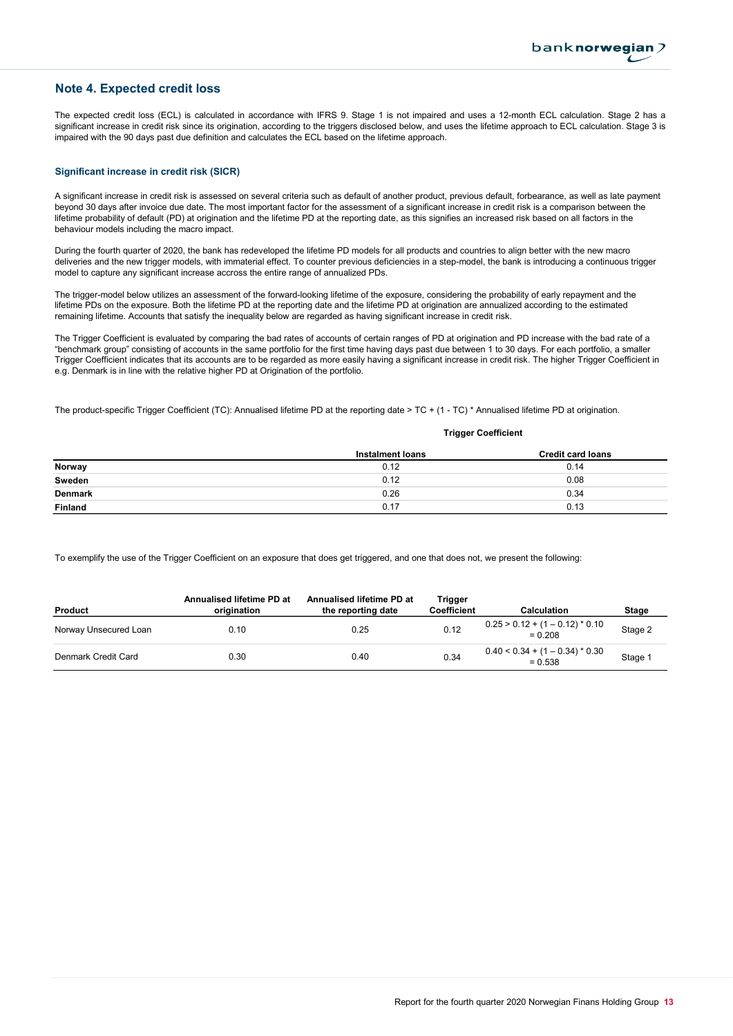## Note 4. Expected credit loss

The expected credit loss (ECL) is calculated in accordance with IFRS 9. Stage 1 is not impaired and uses a 12-month ECL calculation. Stage 2 has a significant increase in credit risk since its origination, according to the triggers disclosed below, and uses the lifetime approach to ECL calculation. Stage 3 is impaired with the 90 days past due definition and calculates the ECL based on the lifetime approach.

### Significant increase in credit risk (SICR)

A significant increase in credit risk is assessed on several criteria such as default of another product, previous default, forbearance, as well as late payment beyond 30 days after invoice due date. The most important factor for the assessment of a significant increase in credit risk is a comparison between the lifetime probability of default (PD) at origination and the lifetime PD at the reporting date, as this signifies an increased risk based on all factors in the behaviour models including the macro impact.

During the fourth quarter of 2020, the bank has redeveloped the lifetime PD models for all products and countries to align better with the new macro deliveries and the new trigger models, with immaterial effect. To counter previous deficiencies in a step-model, the bank is introducing a continuous trigger model to capture any significant increase accross the entire range of annualized PDs.

The trigger-model below utilizes an assessment of the forward-looking lifetime of the exposure, considering the probability of early repayment and the lifetime PDs on the exposure. Both the lifetime PD at the reporting date and the lifetime PD at origination are annualized according to the estimated remaining lifetime. Accounts that satisfy the inequality below are regarded as having significant increase in credit risk.

The Trigger Coefficient is evaluated by comparing the bad rates of accounts of certain ranges of PD at origination and PD increase with the bad rate of a "benchmark group" consisting of accounts in the same portfolio for the first time having days past due between 1 to 30 days. For each portfolio, a smaller Trigger Coefficient indicates that its accounts are to be regarded as more easily having a significant increase in credit risk. The higher Trigger Coefficient in e.g. Denmark is in line with the relative higher PD at Origination of the portfolio.

The product-specific Trigger Coefficient (TC): Annualised lifetime PD at the reporting date > TC + (1 - TC) * Annualised lifetime PD at origination.

| | Trigger Coefficient | |
|---|---|---|
| | **Instalment loans** | **Credit card loans** |
| **Norway** | 0.12 | 0.14 |
| **Sweden** | 0.12 | 0.08 |
| **Denmark** | 0.26 | 0.34 |
| **Finland** | 0.17 | 0.13 |

To exemplify the use of the Trigger Coefficient on an exposure that does get triggered, and one that does not, we present the following:

| Product | Annualised lifetime PD at origination | Annualised lifetime PD at the reporting date | Trigger Coefficient | Calculation | Stage |
|---|---|---|---|---|---|
| Norway Unsecured Loan | 0.10 | 0.25 | 0.12 | 0.25 > 0.12 + (1 – 0.12) * 0.10 = 0.208 | Stage 2 |
| Denmark Credit Card | 0.30 | 0.40 | 0.34 | 0.40 < 0.34 + (1 – 0.34) * 0.30 = 0.538 | Stage 1 |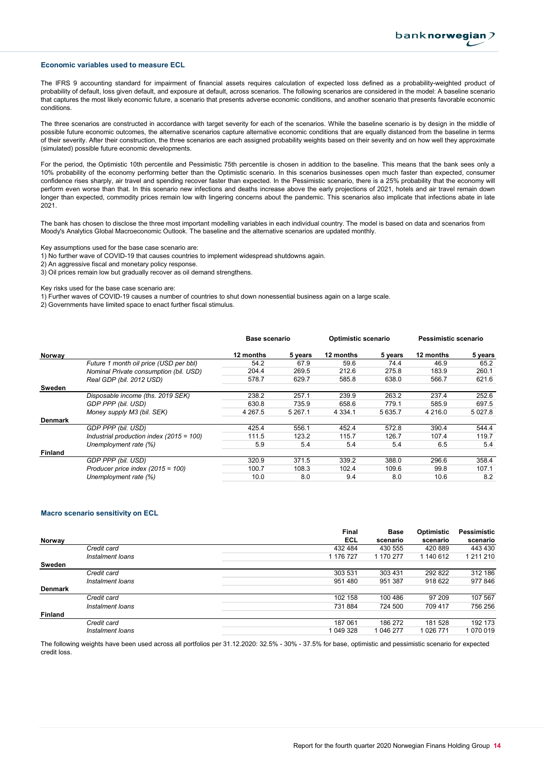## Economic variables used to measure ECL

The IFRS 9 accounting standard for impairment of financial assets requires calculation of expected loss defined as a probability-weighted product of probability of default, loss given default, and exposure at default, across scenarios. The following scenarios are considered in the model: A baseline scenario that captures the most likely economic future, a scenario that presents adverse economic conditions, and another scenario that presents favorable economic conditions.

The three scenarios are constructed in accordance with target severity for each of the scenarios. While the baseline scenario is by design in the middle of possible future economic outcomes, the alternative scenarios capture alternative economic conditions that are equally distanced from the baseline in terms of their severity. After their construction, the three scenarios are each assigned probability weights based on their severity and on how well they approximate (simulated) possible future economic developments.

For the period, the Optimistic 10th percentile and Pessimistic 75th percentile is chosen in addition to the baseline. This means that the bank sees only a 10% probability of the economy performing better than the Optimistic scenario. In this scenarios businesses open much faster than expected, consumer confidence rises sharply, air travel and spending recover faster than expected. In the Pessimistic scenario, there is a 25% probability that the economy will perform even worse than that. In this scenario new infections and deaths increase above the early projections of 2021, hotels and air travel remain down longer than expected, commodity prices remain low with lingering concerns about the pandemic. This scenarios also implicate that infections abate in late 2021.

The bank has chosen to disclose the three most important modelling variables in each individual country. The model is based on data and scenarios from Moody's Analytics Global Macroeconomic Outlook. The baseline and the alternative scenarios are updated monthly.

Key assumptions used for the base case scenario are:
1) No further wave of COVID-19 that causes countries to implement widespread shutdowns again.
2) An aggressive fiscal and monetary policy response.
3) Oil prices remain low but gradually recover as oil demand strengthens.

Key risks used for the base case scenario are:
1) Further waves of COVID-19 causes a number of countries to shut down nonessential business again on a large scale.
2) Governments have limited space to enact further fiscal stimulus.

| | | Base scenario | | Optimistic scenario | | Pessimistic scenario | |
|---|---|---|---|---|---|---|---|
| **Norway** | | **12 months** | **5 years** | **12 months** | **5 years** | **12 months** | **5 years** |
| | *Future 1 month oil price (USD per bbl)* | 54.2 | 67.9 | 59.6 | 74.4 | 46.9 | 65.2 |
| | *Nominal Private consumption (bil. USD)* | 204.4 | 269.5 | 212.6 | 275.8 | 183.9 | 260.1 |
| | *Real GDP (bil. 2012 USD)* | 578.7 | 629.7 | 585.8 | 638.0 | 566.7 | 621.6 |
| **Sweden** | | | | | | | |
| | *Disposable income (ths. 2019 SEK)* | 238.2 | 257.1 | 239.9 | 263.2 | 237.4 | 252.6 |
| | *GDP PPP (bil. USD)* | 630.8 | 735.9 | 658.6 | 779.1 | 585.9 | 697.5 |
| | *Money supply M3 (bil. SEK)* | 4 267.5 | 5 267.1 | 4 334.1 | 5 635.7 | 4 216.0 | 5 027.8 |
| **Denmark** | | | | | | | |
| | *GDP PPP (bil. USD)* | 425.4 | 556.1 | 452.4 | 572.8 | 390.4 | 544.4 |
| | *Industrial production index (2015 = 100)* | 111.5 | 123.2 | 115.7 | 126.7 | 107.4 | 119.7 |
| | *Unemployment rate (%)* | 5.9 | 5.4 | 5.4 | 5.4 | 6.5 | 5.4 |
| **Finland** | | | | | | | |
| | *GDP PPP (bil. USD)* | 320.9 | 371.5 | 339.2 | 388.0 | 296.6 | 358.4 |
| | *Producer price index (2015 = 100)* | 100.7 | 108.3 | 102.4 | 109.6 | 99.8 | 107.1 |
| | *Unemployment rate (%)* | 10.0 | 8.0 | 9.4 | 8.0 | 10.6 | 8.2 |

## Macro scenario sensitivity on ECL

| **Norway** | | **Final ECL** | **Base scenario** | **Optimistic scenario** | **Pessimistic scenario** |
|---|---|---|---|---|---|
| | *Credit card* | 432 484 | 430 555 | 420 889 | 443 430 |
| | *Instalment loans* | 1 176 727 | 1 170 277 | 1 140 612 | 1 211 210 |
| **Sweden** | | | | | |
| | *Credit card* | 303 531 | 303 431 | 292 822 | 312 186 |
| | *Instalment loans* | 951 480 | 951 387 | 918 622 | 977 846 |
| **Denmark** | | | | | |
| | *Credit card* | 102 158 | 100 486 | 97 209 | 107 567 |
| | *Instalment loans* | 731 884 | 724 500 | 709 417 | 756 256 |
| **Finland** | | | | | |
| | *Credit card* | 187 061 | 186 272 | 181 528 | 192 173 |
| | *Instalment loans* | 1 049 328 | 1 046 277 | 1 026 771 | 1 070 019 |

The following weights have been used across all portfolios per 31.12.2020: 32.5% - 30% - 37.5% for base, optimistic and pessimistic scenario for expected credit loss.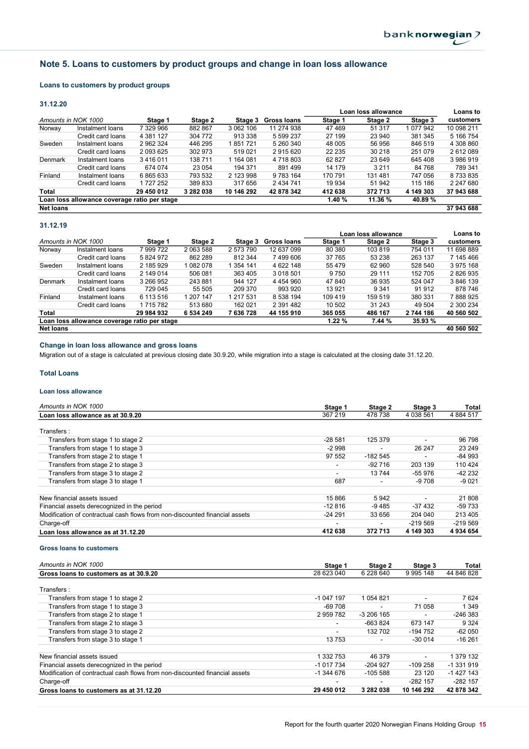## Note 5. Loans to customers by product groups and change in loan loss allowance

### Loans to customers by product groups

#### 31.12.20

| Amounts in NOK 1000 | | Stage 1 | Stage 2 | Stage 3 | Gross loans | Loan loss allowance Stage 1 | Loan loss allowance Stage 2 | Loan loss allowance Stage 3 | Loans to customers |
|---|---|---|---|---|---|---|---|---|---|
| Norway | Instalment loans | 7 329 966 | 882 867 | 3 062 106 | 11 274 938 | 47 469 | 51 317 | 1 077 942 | 10 098 211 |
| | Credit card loans | 4 381 127 | 304 772 | 913 338 | 5 599 237 | 27 199 | 23 940 | 381 345 | 5 166 754 |
| Sweden | Instalment loans | 2 962 324 | 446 295 | 1 851 721 | 5 260 340 | 48 005 | 56 956 | 846 519 | 4 308 860 |
| | Credit card loans | 2 093 625 | 302 973 | 519 021 | 2 915 620 | 22 235 | 30 218 | 251 079 | 2 612 089 |
| Denmark | Instalment loans | 3 416 011 | 138 711 | 1 164 081 | 4 718 803 | 62 827 | 23 649 | 645 408 | 3 986 919 |
| | Credit card loans | 674 074 | 23 054 | 194 371 | 891 499 | 14 179 | 3 211 | 84 768 | 789 341 |
| Finland | Instalment loans | 6 865 633 | 793 532 | 2 123 998 | 9 783 164 | 170 791 | 131 481 | 747 056 | 8 733 835 |
| | Credit card loans | 1 727 252 | 389 833 | 317 656 | 2 434 741 | 19 934 | 51 942 | 115 186 | 2 247 680 |
| **Total** | | **29 450 012** | **3 282 038** | **10 146 292** | **42 878 342** | **412 638** | **372 713** | **4 149 303** | **37 943 688** |
| **Loan loss allowance coverage ratio per stage** | | | | | | **1.40 %** | **11.36 %** | **40.89 %** | |
| **Net loans** | | | | | | | | | **37 943 688** |

#### 31.12.19

| Amounts in NOK 1000 | | Stage 1 | Stage 2 | Stage 3 | Gross loans | Loan loss allowance Stage 1 | Loan loss allowance Stage 2 | Loan loss allowance Stage 3 | Loans to customers |
|---|---|---|---|---|---|---|---|---|---|
| Norway | Instalment loans | 7 999 722 | 2 063 588 | 2 573 790 | 12 637 099 | 80 380 | 103 819 | 754 011 | 11 698 889 |
| | Credit card loans | 5 824 972 | 862 289 | 812 344 | 7 499 606 | 37 765 | 53 238 | 263 137 | 7 145 466 |
| Sweden | Instalment loans | 2 185 929 | 1 082 078 | 1 354 141 | 4 622 148 | 55 479 | 62 960 | 528 540 | 3 975 168 |
| | Credit card loans | 2 149 014 | 506 081 | 363 405 | 3 018 501 | 9 750 | 29 111 | 152 705 | 2 826 935 |
| Denmark | Instalment loans | 3 266 952 | 243 881 | 944 127 | 4 454 960 | 47 840 | 36 935 | 524 047 | 3 846 139 |
| | Credit card loans | 729 045 | 55 505 | 209 370 | 993 920 | 13 921 | 9 341 | 91 912 | 878 746 |
| Finland | Instalment loans | 6 113 516 | 1 207 147 | 1 217 531 | 8 538 194 | 109 419 | 159 519 | 380 331 | 7 888 925 |
| | Credit card loans | 1 715 782 | 513 680 | 162 021 | 2 391 482 | 10 502 | 31 243 | 49 504 | 2 300 234 |
| **Total** | | **29 984 932** | **6 534 249** | **7 636 728** | **44 155 910** | **365 055** | **486 167** | **2 744 186** | **40 560 502** |
| **Loan loss allowance coverage ratio per stage** | | | | | | **1.22 %** | **7.44 %** | **35.93 %** | |
| **Net loans** | | | | | | | | | **40 560 502** |

### Change in loan loss allowance and gross loans

Migration out of a stage is calculated at previous closing date 30.9.20, while migration into a stage is calculated at the closing date 31.12.20.

### Total Loans

#### Loan loss allowance

| Amounts in NOK 1000 | Stage 1 | Stage 2 | Stage 3 | Total |
|---|---|---|---|---|
| **Loan loss allowance as at 30.9.20** | 367 219 | 478 738 | 4 038 561 | 4 884 517 |
| Transfers : | | | | |
| Transfers from stage 1 to stage 2 | -28 581 | 125 379 | - | 96 798 |
| Transfers from stage 1 to stage 3 | -2 998 | - | 26 247 | 23 249 |
| Transfers from stage 2 to stage 1 | 97 552 | -182 545 | - | -84 993 |
| Transfers from stage 2 to stage 3 | - | -92 716 | 203 139 | 110 424 |
| Transfers from stage 3 to stage 2 | - | 13 744 | -55 976 | -42 232 |
| Transfers from stage 3 to stage 1 | 687 | - | -9 708 | -9 021 |
| New financial assets issued | 15 866 | 5 942 | - | 21 808 |
| Financial assets derecognized in the period | -12 816 | -9 485 | -37 432 | -59 733 |
| Modification of contractual cash flows from non-discounted financial assets | -24 291 | 33 656 | 204 040 | 213 405 |
| Charge-off | - | - | -219 569 | -219 569 |
| **Loan loss allowance as at 31.12.20** | **412 638** | **372 713** | **4 149 303** | **4 934 654** |

#### Gross loans to customers

| Amounts in NOK 1000 | Stage 1 | Stage 2 | Stage 3 | Total |
|---|---|---|---|---|
| **Gross loans to customers as at 30.9.20** | 28 623 040 | 6 228 640 | 9 995 148 | 44 846 828 |
| Transfers : | | | | |
| Transfers from stage 1 to stage 2 | -1 047 197 | 1 054 821 | - | 7 624 |
| Transfers from stage 1 to stage 3 | -69 708 | - | 71 058 | 1 349 |
| Transfers from stage 2 to stage 1 | 2 959 782 | -3 206 165 | - | -246 383 |
| Transfers from stage 2 to stage 3 | - | -663 824 | 673 147 | 9 324 |
| Transfers from stage 3 to stage 2 | - | 132 702 | -194 752 | -62 050 |
| Transfers from stage 3 to stage 1 | 13 753 | - | -30 014 | -16 261 |
| New financial assets issued | 1 332 753 | 46 379 | - | 1 379 132 |
| Financial assets derecognized in the period | -1 017 734 | -204 927 | -109 258 | -1 331 919 |
| Modification of contractual cash flows from non-discounted financial assets | -1 344 676 | -105 588 | 23 120 | -1 427 143 |
| Charge-off | - | - | -282 157 | -282 157 |
| **Gross loans to customers as at 31.12.20** | **29 450 012** | **3 282 038** | **10 146 292** | **42 878 342** |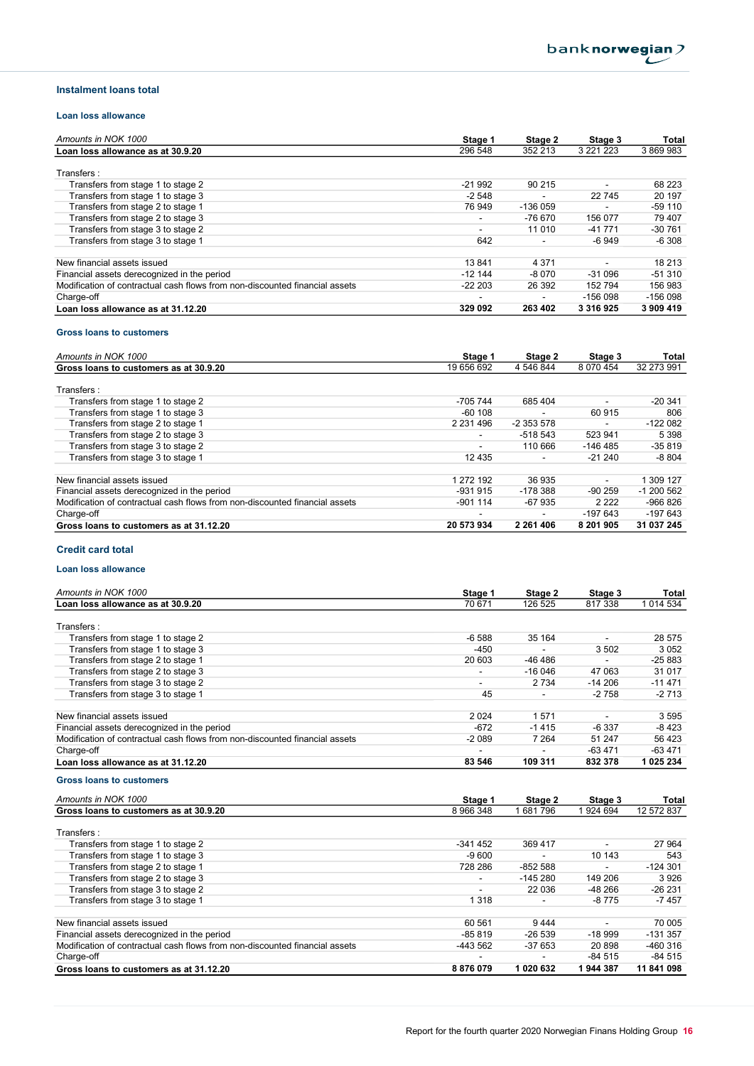## Instalment loans total

### Loan loss allowance

| Amounts in NOK 1000 | Stage 1 | Stage 2 | Stage 3 | Total |
|---|---|---|---|---|
| **Loan loss allowance as at 30.9.20** | 296 548 | 352 213 | 3 221 223 | 3 869 983 |
| Transfers : | | | | |
| Transfers from stage 1 to stage 2 | -21 992 | 90 215 | - | 68 223 |
| Transfers from stage 1 to stage 3 | -2 548 | - | 22 745 | 20 197 |
| Transfers from stage 2 to stage 1 | 76 949 | -136 059 | - | -59 110 |
| Transfers from stage 2 to stage 3 | - | -76 670 | 156 077 | 79 407 |
| Transfers from stage 3 to stage 2 | - | 11 010 | -41 771 | -30 761 |
| Transfers from stage 3 to stage 1 | 642 | - | -6 949 | -6 308 |
| New financial assets issued | 13 841 | 4 371 | - | 18 213 |
| Financial assets derecognized in the period | -12 144 | -8 070 | -31 096 | -51 310 |
| Modification of contractual cash flows from non-discounted financial assets | -22 203 | 26 392 | 152 794 | 156 983 |
| Charge-off | - | - | -156 098 | -156 098 |
| **Loan loss allowance as at 31.12.20** | **329 092** | **263 402** | **3 316 925** | **3 909 419** |

### Gross loans to customers

| Amounts in NOK 1000 | Stage 1 | Stage 2 | Stage 3 | Total |
|---|---|---|---|---|
| **Gross loans to customers as at 30.9.20** | 19 656 692 | 4 546 844 | 8 070 454 | 32 273 991 |
| Transfers : | | | | |
| Transfers from stage 1 to stage 2 | -705 744 | 685 404 | - | -20 341 |
| Transfers from stage 1 to stage 3 | -60 108 | - | 60 915 | 806 |
| Transfers from stage 2 to stage 1 | 2 231 496 | -2 353 578 | - | -122 082 |
| Transfers from stage 2 to stage 3 | - | -518 543 | 523 941 | 5 398 |
| Transfers from stage 3 to stage 2 | - | 110 666 | -146 485 | -35 819 |
| Transfers from stage 3 to stage 1 | 12 435 | - | -21 240 | -8 804 |
| New financial assets issued | 1 272 192 | 36 935 | - | 1 309 127 |
| Financial assets derecognized in the period | -931 915 | -178 388 | -90 259 | -1 200 562 |
| Modification of contractual cash flows from non-discounted financial assets | -901 114 | -67 935 | 2 222 | -966 826 |
| Charge-off | - | - | -197 643 | -197 643 |
| **Gross loans to customers as at 31.12.20** | **20 573 934** | **2 261 406** | **8 201 905** | **31 037 245** |

## Credit card total

### Loan loss allowance

| Amounts in NOK 1000 | Stage 1 | Stage 2 | Stage 3 | Total |
|---|---|---|---|---|
| **Loan loss allowance as at 30.9.20** | 70 671 | 126 525 | 817 338 | 1 014 534 |
| Transfers : | | | | |
| Transfers from stage 1 to stage 2 | -6 588 | 35 164 | - | 28 575 |
| Transfers from stage 1 to stage 3 | -450 | - | 3 502 | 3 052 |
| Transfers from stage 2 to stage 1 | 20 603 | -46 486 | - | -25 883 |
| Transfers from stage 2 to stage 3 | - | -16 046 | 47 063 | 31 017 |
| Transfers from stage 3 to stage 2 | - | 2 734 | -14 206 | -11 471 |
| Transfers from stage 3 to stage 1 | 45 | - | -2 758 | -2 713 |
| New financial assets issued | 2 024 | 1 571 | - | 3 595 |
| Financial assets derecognized in the period | -672 | -1 415 | -6 337 | -8 423 |
| Modification of contractual cash flows from non-discounted financial assets | -2 089 | 7 264 | 51 247 | 56 423 |
| Charge-off | - | - | -63 471 | -63 471 |
| **Loan loss allowance as at 31.12.20** | **83 546** | **109 311** | **832 378** | **1 025 234** |

### Gross loans to customers

| Amounts in NOK 1000 | Stage 1 | Stage 2 | Stage 3 | Total |
|---|---|---|---|---|
| **Gross loans to customers as at 30.9.20** | 8 966 348 | 1 681 796 | 1 924 694 | 12 572 837 |
| Transfers : | | | | |
| Transfers from stage 1 to stage 2 | -341 452 | 369 417 | - | 27 964 |
| Transfers from stage 1 to stage 3 | -9 600 | - | 10 143 | 543 |
| Transfers from stage 2 to stage 1 | 728 286 | -852 588 | - | -124 301 |
| Transfers from stage 2 to stage 3 | - | -145 280 | 149 206 | 3 926 |
| Transfers from stage 3 to stage 2 | - | 22 036 | -48 266 | -26 231 |
| Transfers from stage 3 to stage 1 | 1 318 | - | -8 775 | -7 457 |
| New financial assets issued | 60 561 | 9 444 | - | 70 005 |
| Financial assets derecognized in the period | -85 819 | -26 539 | -18 999 | -131 357 |
| Modification of contractual cash flows from non-discounted financial assets | -443 562 | -37 653 | 20 898 | -460 316 |
| Charge-off | - | - | -84 515 | -84 515 |
| **Gross loans to customers as at 31.12.20** | **8 876 079** | **1 020 632** | **1 944 387** | **11 841 098** |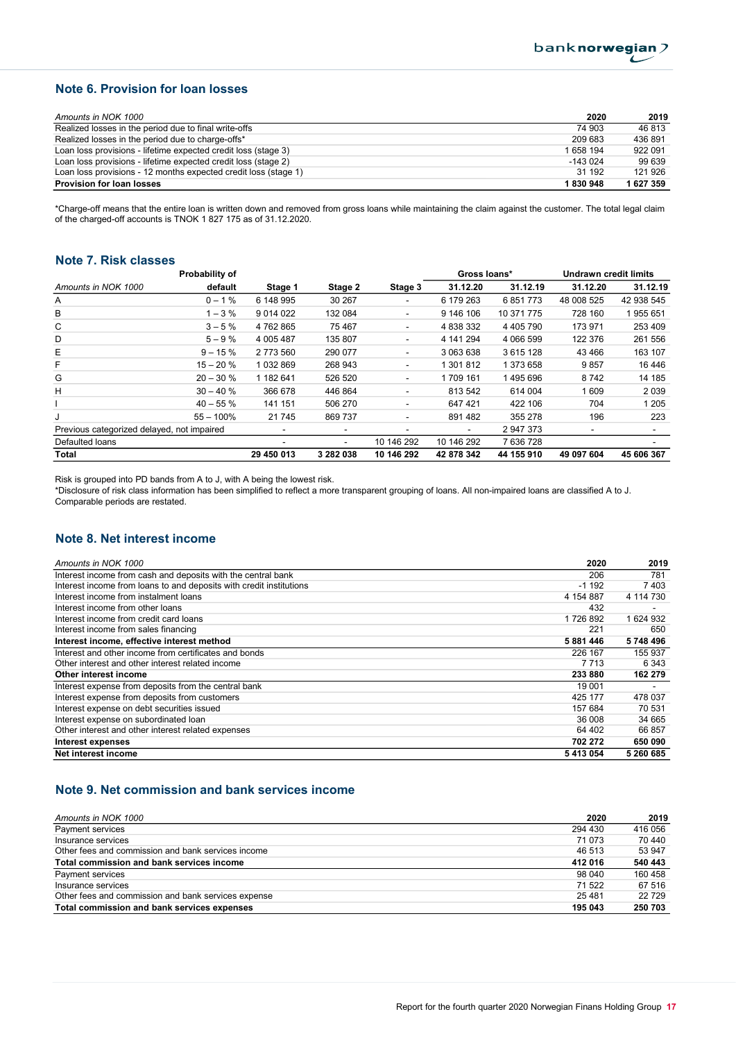## Note 6. Provision for loan losses

| *Amounts in NOK 1000* | 2020 | 2019 |
|---|---|---|
| Realized losses in the period due to final write-offs | 74 903 | 46 813 |
| Realized losses in the period due to charge-offs* | 209 683 | 436 891 |
| Loan loss provisions - lifetime expected credit loss (stage 3) | 1 658 194 | 922 091 |
| Loan loss provisions - lifetime expected credit loss (stage 2) | -143 024 | 99 639 |
| Loan loss provisions - 12 months expected credit loss (stage 1) | 31 192 | 121 926 |
| **Provision for loan losses** | **1 830 948** | **1 627 359** |

*Charge-off means that the entire loan is written down and removed from gross loans while maintaining the claim against the customer. The total legal claim of the charged-off accounts is TNOK 1 827 175 as of 31.12.2020.

## Note 7. Risk classes

| | Probability of | | | | Gross loans* | | Undrawn credit limits | |
|---|---|---|---|---|---|---|---|---|
| *Amounts in NOK 1000* | default | Stage 1 | Stage 2 | Stage 3 | 31.12.20 | 31.12.19 | 31.12.20 | 31.12.19 |
| A | 0 – 1 % | 6 148 995 | 30 267 | - | 6 179 263 | 6 851 773 | 48 008 525 | 42 938 545 |
| B | 1 – 3 % | 9 014 022 | 132 084 | - | 9 146 106 | 10 371 775 | 728 160 | 1 955 651 |
| C | 3 – 5 % | 4 762 865 | 75 467 | - | 4 838 332 | 4 405 790 | 173 971 | 253 409 |
| D | 5 – 9 % | 4 005 487 | 135 807 | - | 4 141 294 | 4 066 599 | 122 376 | 261 556 |
| E | 9 – 15 % | 2 773 560 | 290 077 | - | 3 063 638 | 3 615 128 | 43 466 | 163 107 |
| F | 15 – 20 % | 1 032 869 | 268 943 | - | 1 301 812 | 1 373 658 | 9 857 | 16 446 |
| G | 20 – 30 % | 1 182 641 | 526 520 | - | 1 709 161 | 1 495 696 | 8 742 | 14 185 |
| H | 30 – 40 % | 366 678 | 446 864 | - | 813 542 | 614 004 | 1 609 | 2 039 |
| I | 40 – 55 % | 141 151 | 506 270 | - | 647 421 | 422 106 | 704 | 1 205 |
| J | 55 – 100% | 21 745 | 869 737 | - | 891 482 | 355 278 | 196 | 223 |
| Previous categorized delayed, not impaired | | - | - | - | - | 2 947 373 | - | - |
| Defaulted loans | | - | - | 10 146 292 | 10 146 292 | 7 636 728 | | - |
| **Total** | | **29 450 013** | **3 282 038** | **10 146 292** | **42 878 342** | **44 155 910** | **49 097 604** | **45 606 367** |

Risk is grouped into PD bands from A to J, with A being the lowest risk.
*Disclosure of risk class information has been simplified to reflect a more transparent grouping of loans. All non-impaired loans are classified A to J. Comparable periods are restated.

## Note 8. Net interest income

| *Amounts in NOK 1000* | 2020 | 2019 |
|---|---|---|
| Interest income from cash and deposits with the central bank | 206 | 781 |
| Interest income from loans to and deposits with credit institutions | -1 192 | 7 403 |
| Interest income from instalment loans | 4 154 887 | 4 114 730 |
| Interest income from other loans | 432 | - |
| Interest income from credit card loans | 1 726 892 | 1 624 932 |
| Interest income from sales financing | 221 | 650 |
| **Interest income, effective interest method** | **5 881 446** | **5 748 496** |
| Interest and other income from certificates and bonds | 226 167 | 155 937 |
| Other interest and other interest related income | 7 713 | 6 343 |
| **Other interest income** | **233 880** | **162 279** |
| Interest expense from deposits from the central bank | 19 001 | - |
| Interest expense from deposits from customers | 425 177 | 478 037 |
| Interest expense on debt securities issued | 157 684 | 70 531 |
| Interest expense on subordinated loan | 36 008 | 34 665 |
| Other interest and other interest related expenses | 64 402 | 66 857 |
| **Interest expenses** | **702 272** | **650 090** |
| **Net interest income** | **5 413 054** | **5 260 685** |

## Note 9. Net commission and bank services income

| *Amounts in NOK 1000* | 2020 | 2019 |
|---|---|---|
| Payment services | 294 430 | 416 056 |
| Insurance services | 71 073 | 70 440 |
| Other fees and commission and bank services income | 46 513 | 53 947 |
| **Total commission and bank services income** | **412 016** | **540 443** |
| Payment services | 98 040 | 160 458 |
| Insurance services | 71 522 | 67 516 |
| Other fees and commission and bank services expense | 25 481 | 22 729 |
| **Total commission and bank services expenses** | **195 043** | **250 703** |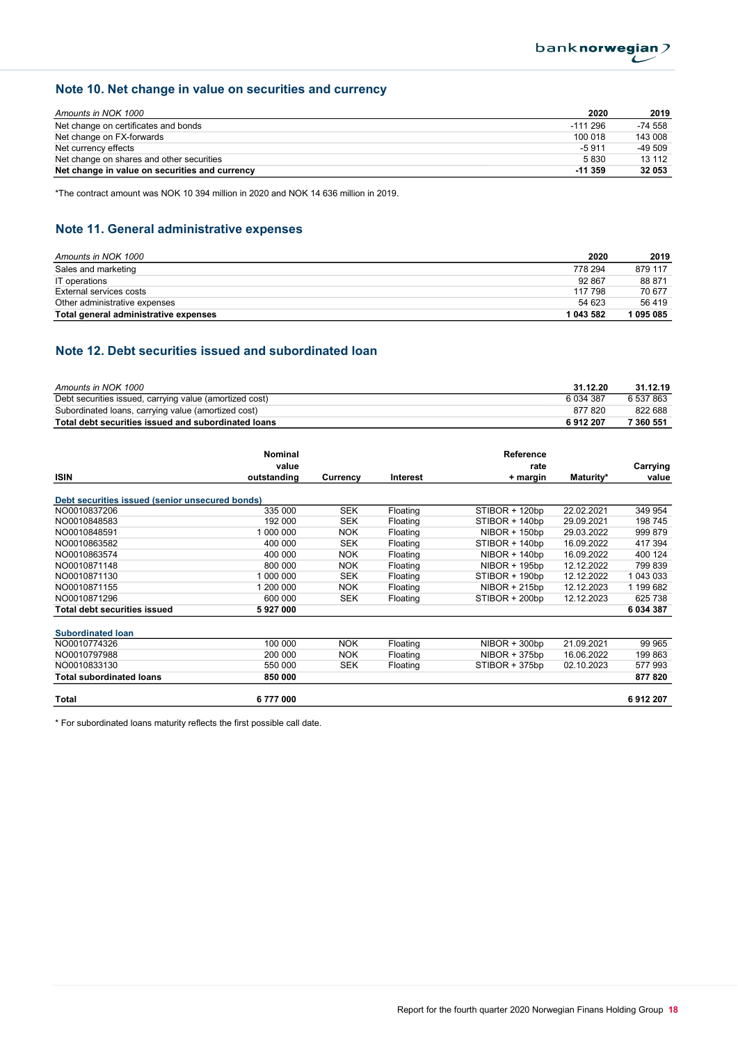## Note 10. Net change in value on securities and currency

| *Amounts in NOK 1000* | 2020 | 2019 |
|---|---|---|
| Net change on certificates and bonds | -111 296 | -74 558 |
| Net change on FX-forwards | 100 018 | 143 008 |
| Net currency effects | -5 911 | -49 509 |
| Net change on shares and other securities | 5 830 | 13 112 |
| **Net change in value on securities and currency** | **-11 359** | **32 053** |

*The contract amount was NOK 10 394 million in 2020 and NOK 14 636 million in 2019.

## Note 11. General administrative expenses

| *Amounts in NOK 1000* | 2020 | 2019 |
|---|---|---|
| Sales and marketing | 778 294 | 879 117 |
| IT operations | 92 867 | 88 871 |
| External services costs | 117 798 | 70 677 |
| Other administrative expenses | 54 623 | 56 419 |
| **Total general administrative expenses** | **1 043 582** | **1 095 085** |

## Note 12. Debt securities issued and subordinated loan

| *Amounts in NOK 1000* | 31.12.20 | 31.12.19 |
|---|---|---|
| Debt securities issued, carrying value (amortized cost) | 6 034 387 | 6 537 863 |
| Subordinated loans, carrying value (amortized cost) | 877 820 | 822 688 |
| **Total debt securities issued and subordinated loans** | **6 912 207** | **7 360 551** |

| ISIN | Nominal value outstanding | Currency | Interest | Reference rate + margin | Maturity* | Carrying value |
|---|---|---|---|---|---|---|
| **Debt securities issued (senior unsecured bonds)** | | | | | | |
| NO0010837206 | 335 000 | SEK | Floating | STIBOR + 120bp | 22.02.2021 | 349 954 |
| NO0010848583 | 192 000 | SEK | Floating | STIBOR + 140bp | 29.09.2021 | 198 745 |
| NO0010848591 | 1 000 000 | NOK | Floating | NIBOR + 150bp | 29.03.2022 | 999 879 |
| NO0010863582 | 400 000 | SEK | Floating | STIBOR + 140bp | 16.09.2022 | 417 394 |
| NO0010863574 | 400 000 | NOK | Floating | NIBOR + 140bp | 16.09.2022 | 400 124 |
| NO0010871148 | 800 000 | NOK | Floating | NIBOR + 195bp | 12.12.2022 | 799 839 |
| NO0010871130 | 1 000 000 | SEK | Floating | STIBOR + 190bp | 12.12.2022 | 1 043 033 |
| NO0010871155 | 1 200 000 | NOK | Floating | NIBOR + 215bp | 12.12.2023 | 1 199 682 |
| NO0010871296 | 600 000 | SEK | Floating | STIBOR + 200bp | 12.12.2023 | 625 738 |
| **Total debt securities issued** | **5 927 000** | | | | | **6 034 387** |
| **Subordinated loan** | | | | | | |
| NO0010774326 | 100 000 | NOK | Floating | NIBOR + 300bp | 21.09.2021 | 99 965 |
| NO0010797988 | 200 000 | NOK | Floating | NIBOR + 375bp | 16.06.2022 | 199 863 |
| NO0010833130 | 550 000 | SEK | Floating | STIBOR + 375bp | 02.10.2023 | 577 993 |
| **Total subordinated loans** | **850 000** | | | | | **877 820** |
| **Total** | **6 777 000** | | | | | **6 912 207** |

* For subordinated loans maturity reflects the first possible call date.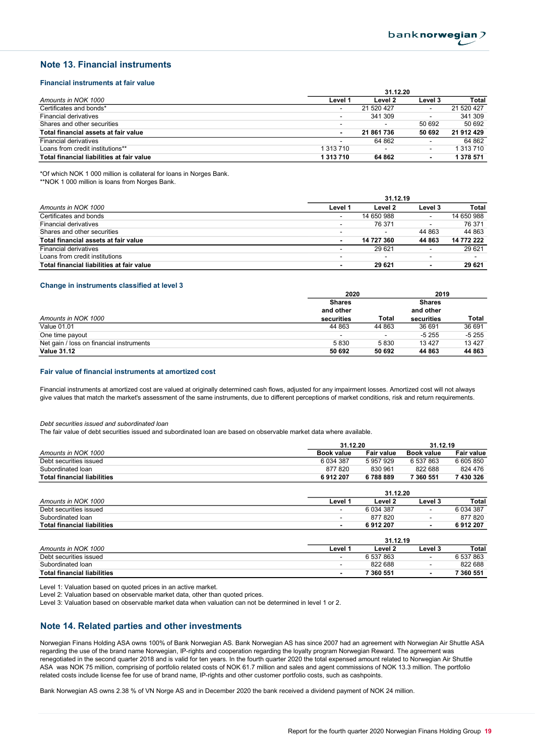## Note 13. Financial instruments

### Financial instruments at fair value

| Amounts in NOK 1000 | 31.12.20 | | | |
|---|---|---|---|---|
| | Level 1 | Level 2 | Level 3 | Total |
| Certificates and bonds* | - | 21 520 427 | - | 21 520 427 |
| Financial derivatives | - | 341 309 | - | 341 309 |
| Shares and other securities | - | - | 50 692 | 50 692 |
| **Total financial assets at fair value** | **-** | **21 861 736** | **50 692** | **21 912 429** |
| Financial derivatives | - | 64 862 | - | 64 862 |
| Loans from credit institutions** | 1 313 710 | - | - | 1 313 710 |
| **Total financial liabilities at fair value** | **1 313 710** | **64 862** | **-** | **1 378 571** |

*Of which NOK 1 000 million is collateral for loans in Norges Bank.
**NOK 1 000 million is loans from Norges Bank.

| Amounts in NOK 1000 | 31.12.19 | | | |
|---|---|---|---|---|
| | Level 1 | Level 2 | Level 3 | Total |
| Certificates and bonds | - | 14 650 988 | - | 14 650 988 |
| Financial derivatives | - | 76 371 | - | 76 371 |
| Shares and other securities | - | - | 44 863 | 44 863 |
| **Total financial assets at fair value** | **-** | **14 727 360** | **44 863** | **14 772 222** |
| Financial derivatives | - | 29 621 | - | 29 621 |
| Loans from credit institutions | - | - | - | - |
| **Total financial liabilities at fair value** | **-** | **29 621** | **-** | **29 621** |

### Change in instruments classified at level 3

| Amounts in NOK 1000 | 2020 | | 2019 | |
|---|---|---|---|---|
| | Shares and other securities | Total | Shares and other securities | Total |
| Value 01.01 | 44 863 | 44 863 | 36 691 | 36 691 |
| One time payout | - | - | -5 255 | -5 255 |
| Net gain / loss on financial instruments | 5 830 | 5 830 | 13 427 | 13 427 |
| **Value 31.12** | **50 692** | **50 692** | **44 863** | **44 863** |

### Fair value of financial instruments at amortized cost

Financial instruments at amortized cost are valued at originally determined cash flows, adjusted for any impairment losses. Amortized cost will not always give values that match the market's assessment of the same instruments, due to different perceptions of market conditions, risk and return requirements.

*Debt securities issued and subordinated loan*
The fair value of debt securities issued and subordinated loan are based on observable market data where available.

| Amounts in NOK 1000 | 31.12.20 | | 31.12.19 | |
|---|---|---|---|---|
| | Book value | Fair value | Book value | Fair value |
| Debt securities issued | 6 034 387 | 5 957 929 | 6 537 863 | 6 605 850 |
| Subordinated loan | 877 820 | 830 961 | 822 688 | 824 476 |
| **Total financial liabilities** | **6 912 207** | **6 788 889** | **7 360 551** | **7 430 326** |

| Amounts in NOK 1000 | 31.12.20 | | | |
|---|---|---|---|---|
| | Level 1 | Level 2 | Level 3 | Total |
| Debt securities issued | - | 6 034 387 | - | 6 034 387 |
| Subordinated loan | - | 877 820 | - | 877 820 |
| **Total financial liabilities** | **-** | **6 912 207** | **-** | **6 912 207** |

| Amounts in NOK 1000 | 31.12.19 | | | |
|---|---|---|---|---|
| | Level 1 | Level 2 | Level 3 | Total |
| Debt securities issued | - | 6 537 863 | - | 6 537 863 |
| Subordinated loan | - | 822 688 | - | 822 688 |
| **Total financial liabilities** | **-** | **7 360 551** | **-** | **7 360 551** |

Level 1: Valuation based on quoted prices in an active market.
Level 2: Valuation based on observable market data, other than quoted prices.
Level 3: Valuation based on observable market data when valuation can not be determined in level 1 or 2.

## Note 14. Related parties and other investments

Norwegian Finans Holding ASA owns 100% of Bank Norwegian AS. Bank Norwegian AS has since 2007 had an agreement with Norwegian Air Shuttle ASA regarding the use of the brand name Norwegian, IP-rights and cooperation regarding the loyalty program Norwegian Reward. The agreement was renegotiated in the second quarter 2018 and is valid for ten years. In the fourth quarter 2020 the total expensed amount related to Norwegian Air Shuttle ASA was NOK 75 million, comprising of portfolio related costs of NOK 61.7 million and sales and agent commissions of NOK 13.3 million. The portfolio related costs include license fee for use of brand name, IP-rights and other customer portfolio costs, such as cashpoints.

Bank Norwegian AS owns 2.38 % of VN Norge AS and in December 2020 the bank received a dividend payment of NOK 24 million.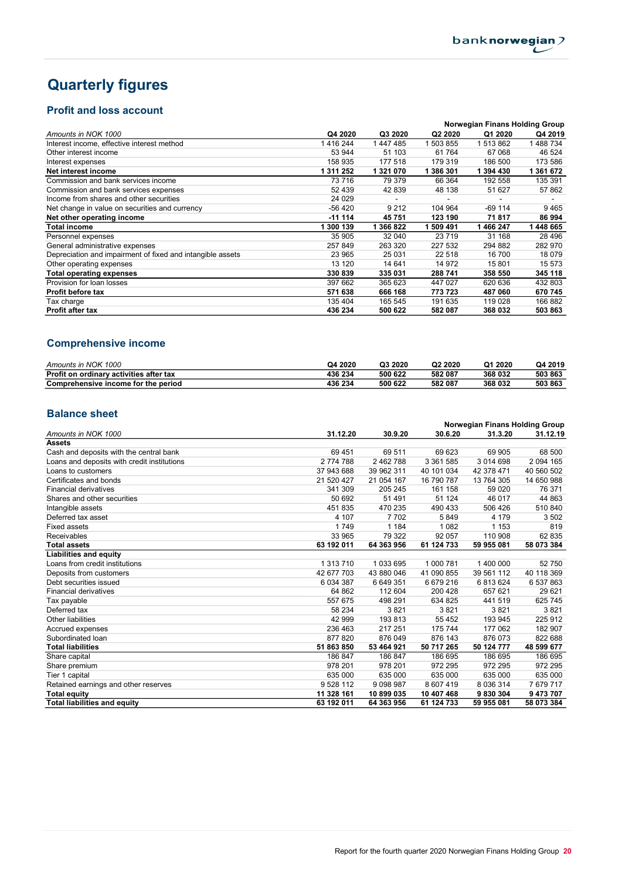# Quarterly figures

## Profit and loss account

| Amounts in NOK 1000 | Norwegian Finans Holding Group | | | | |
|---|---|---|---|---|---|
| | Q4 2020 | Q3 2020 | Q2 2020 | Q1 2020 | Q4 2019 |
| Interest income, effective interest method | 1 416 244 | 1 447 485 | 1 503 855 | 1 513 862 | 1 488 734 |
| Other interest income | 53 944 | 51 103 | 61 764 | 67 068 | 46 524 |
| Interest expenses | 158 935 | 177 518 | 179 319 | 186 500 | 173 586 |
| **Net interest income** | **1 311 252** | **1 321 070** | **1 386 301** | **1 394 430** | **1 361 672** |
| Commission and bank services income | 73 716 | 79 379 | 66 364 | 192 558 | 135 391 |
| Commission and bank services expenses | 52 439 | 42 839 | 48 138 | 51 627 | 57 862 |
| Income from shares and other securities | 24 029 | - | - | - | - |
| Net change in value on securities and currency | -56 420 | 9 212 | 104 964 | -69 114 | 9 465 |
| **Net other operating income** | **-11 114** | **45 751** | **123 190** | **71 817** | **86 994** |
| **Total income** | **1 300 139** | **1 366 822** | **1 509 491** | **1 466 247** | **1 448 665** |
| Personnel expenses | 35 905 | 32 040 | 23 719 | 31 168 | 28 496 |
| General administrative expenses | 257 849 | 263 320 | 227 532 | 294 882 | 282 970 |
| Depreciation and impairment of fixed and intangible assets | 23 965 | 25 031 | 22 518 | 16 700 | 18 079 |
| Other operating expenses | 13 120 | 14 641 | 14 972 | 15 801 | 15 573 |
| **Total operating expenses** | **330 839** | **335 031** | **288 741** | **358 550** | **345 118** |
| Provision for loan losses | 397 662 | 365 623 | 447 027 | 620 636 | 432 803 |
| **Profit before tax** | **571 638** | **666 168** | **773 723** | **487 060** | **670 745** |
| Tax charge | 135 404 | 165 545 | 191 635 | 119 028 | 166 882 |
| **Profit after tax** | **436 234** | **500 622** | **582 087** | **368 032** | **503 863** |

## Comprehensive income

| Amounts in NOK 1000 | Q4 2020 | Q3 2020 | Q2 2020 | Q1 2020 | Q4 2019 |
|---|---|---|---|---|---|
| **Profit on ordinary activities after tax** | **436 234** | **500 622** | **582 087** | **368 032** | **503 863** |
| **Comprehensive income for the period** | **436 234** | **500 622** | **582 087** | **368 032** | **503 863** |

## Balance sheet

| Amounts in NOK 1000 | Norwegian Finans Holding Group | | | | |
|---|---|---|---|---|---|
| | 31.12.20 | 30.9.20 | 30.6.20 | 31.3.20 | 31.12.19 |
| **Assets** | | | | | |
| Cash and deposits with the central bank | 69 451 | 69 511 | 69 623 | 69 905 | 68 500 |
| Loans and deposits with credit institutions | 2 774 788 | 2 462 788 | 3 361 585 | 3 014 698 | 2 094 165 |
| Loans to customers | 37 943 688 | 39 962 311 | 40 101 034 | 42 378 471 | 40 560 502 |
| Certificates and bonds | 21 520 427 | 21 054 167 | 16 790 787 | 13 764 305 | 14 650 988 |
| Financial derivatives | 341 309 | 205 245 | 161 158 | 59 020 | 76 371 |
| Shares and other securities | 50 692 | 51 491 | 51 124 | 46 017 | 44 863 |
| Intangible assets | 451 835 | 470 235 | 490 433 | 506 426 | 510 840 |
| Deferred tax asset | 4 107 | 7 702 | 5 849 | 4 179 | 3 502 |
| Fixed assets | 1 749 | 1 184 | 1 082 | 1 153 | 819 |
| Receivables | 33 965 | 79 322 | 92 057 | 110 908 | 62 835 |
| **Total assets** | **63 192 011** | **64 363 956** | **61 124 733** | **59 955 081** | **58 073 384** |
| **Liabilities and equity** | | | | | |
| Loans from credit institutions | 1 313 710 | 1 033 695 | 1 000 781 | 1 400 000 | 52 750 |
| Deposits from customers | 42 677 703 | 43 880 046 | 41 090 855 | 39 561 112 | 40 118 369 |
| Debt securities issued | 6 034 387 | 6 649 351 | 6 679 216 | 6 813 624 | 6 537 863 |
| Financial derivatives | 64 862 | 112 604 | 200 428 | 657 621 | 29 621 |
| Tax payable | 557 675 | 498 291 | 634 825 | 441 519 | 625 745 |
| Deferred tax | 58 234 | 3 821 | 3 821 | 3 821 | 3 821 |
| Other liabilities | 42 999 | 193 813 | 55 452 | 193 945 | 225 912 |
| Accrued expenses | 236 463 | 217 251 | 175 744 | 177 062 | 182 907 |
| Subordinated loan | 877 820 | 876 049 | 876 143 | 876 073 | 822 688 |
| **Total liabilities** | **51 863 850** | **53 464 921** | **50 717 265** | **50 124 777** | **48 599 677** |
| Share capital | 186 847 | 186 847 | 186 695 | 186 695 | 186 695 |
| Share premium | 978 201 | 978 201 | 972 295 | 972 295 | 972 295 |
| Tier 1 capital | 635 000 | 635 000 | 635 000 | 635 000 | 635 000 |
| Retained earnings and other reserves | 9 528 112 | 9 098 987 | 8 607 419 | 8 036 314 | 7 679 717 |
| **Total equity** | **11 328 161** | **10 899 035** | **10 407 468** | **9 830 304** | **9 473 707** |
| **Total liabilities and equity** | **63 192 011** | **64 363 956** | **61 124 733** | **59 955 081** | **58 073 384** |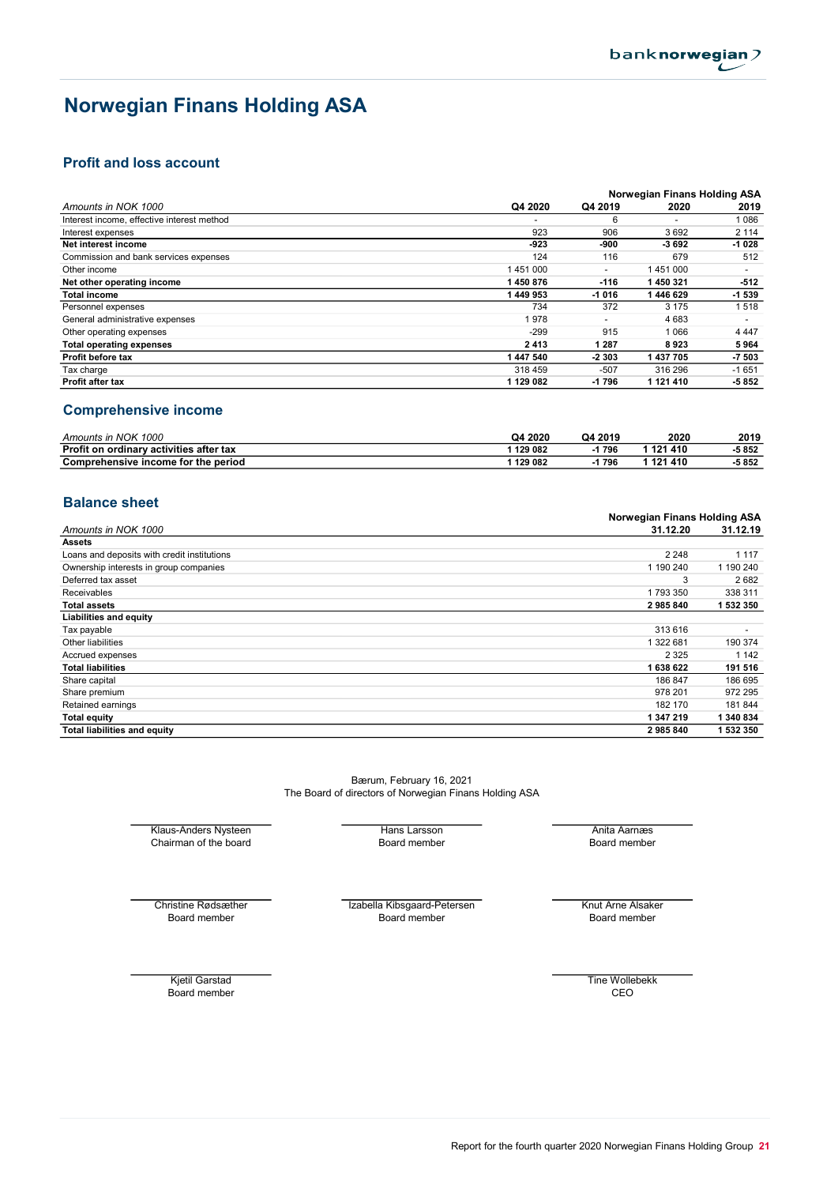# Norwegian Finans Holding ASA

## Profit and loss account

| | Norwegian Finans Holding ASA | | | |
|---|---|---|---|---|
| *Amounts in NOK 1000* | **Q4 2020** | **Q4 2019** | **2020** | **2019** |
| Interest income, effective interest method | - | 6 | - | 1 086 |
| Interest expenses | 923 | 906 | 3 692 | 2 114 |
| **Net interest income** | **-923** | **-900** | **-3 692** | **-1 028** |
| Commission and bank services expenses | 124 | 116 | 679 | 512 |
| Other income | 1 451 000 | - | 1 451 000 | - |
| **Net other operating income** | **1 450 876** | **-116** | **1 450 321** | **-512** |
| **Total income** | **1 449 953** | **-1 016** | **1 446 629** | **-1 539** |
| Personnel expenses | 734 | 372 | 3 175 | 1 518 |
| General administrative expenses | 1 978 | - | 4 683 | - |
| Other operating expenses | -299 | 915 | 1 066 | 4 447 |
| **Total operating expenses** | **2 413** | **1 287** | **8 923** | **5 964** |
| **Profit before tax** | **1 447 540** | **-2 303** | **1 437 705** | **-7 503** |
| Tax charge | 318 459 | -507 | 316 296 | -1 651 |
| **Profit after tax** | **1 129 082** | **-1 796** | **1 121 410** | **-5 852** |

## Comprehensive income

| *Amounts in NOK 1000* | **Q4 2020** | **Q4 2019** | **2020** | **2019** |
|---|---|---|---|---|
| **Profit on ordinary activities after tax** | **1 129 082** | **-1 796** | **1 121 410** | **-5 852** |
| **Comprehensive income for the period** | **1 129 082** | **-1 796** | **1 121 410** | **-5 852** |

## Balance sheet

| | Norwegian Finans Holding ASA | |
|---|---|---|
| *Amounts in NOK 1000* | **31.12.20** | **31.12.19** |
| **Assets** | | |
| Loans and deposits with credit institutions | 2 248 | 1 117 |
| Ownership interests in group companies | 1 190 240 | 1 190 240 |
| Deferred tax asset | 3 | 2 682 |
| Receivables | 1 793 350 | 338 311 |
| **Total assets** | **2 985 840** | **1 532 350** |
| **Liabilities and equity** | | |
| Tax payable | 313 616 | - |
| Other liabilities | 1 322 681 | 190 374 |
| Accrued expenses | 2 325 | 1 142 |
| **Total liabilities** | **1 638 622** | **191 516** |
| Share capital | 186 847 | 186 695 |
| Share premium | 978 201 | 972 295 |
| Retained earnings | 182 170 | 181 844 |
| **Total equity** | **1 347 219** | **1 340 834** |
| **Total liabilities and equity** | **2 985 840** | **1 532 350** |

Bærum, February 16, 2021
The Board of directors of Norwegian Finans Holding ASA

Klaus-Anders Nysteen
Chairman of the board

Hans Larsson
Board member

Anita Aarnæs
Board member

Christine Rødsæther
Board member

Izabella Kibsgaard-Petersen
Board member

Knut Arne Alsaker
Board member

Kjetil Garstad
Board member

Tine Wollebekk
CEO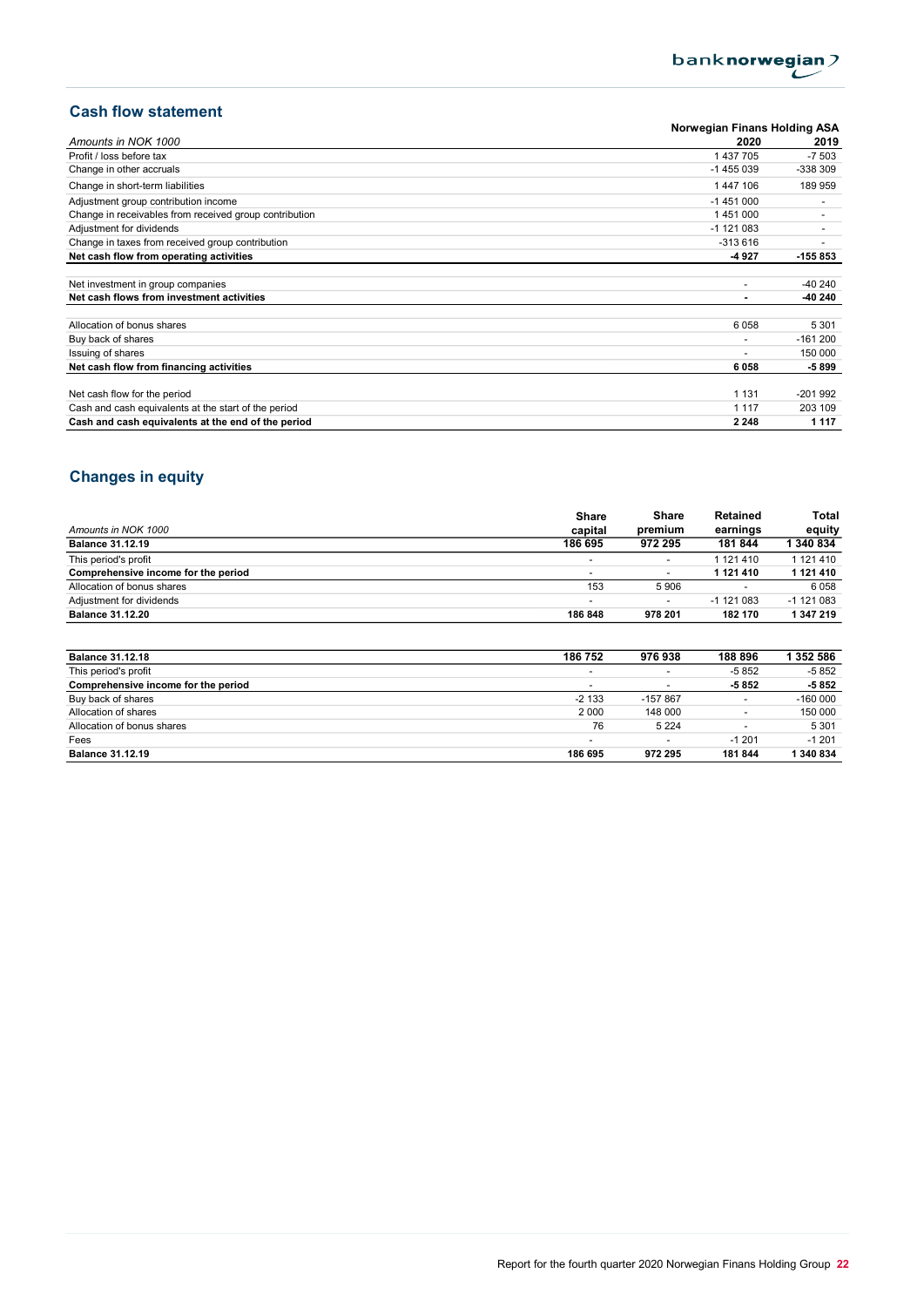## Cash flow statement

| Amounts in NOK 1000 | Norwegian Finans Holding ASA 2020 | 2019 |
|---|---|---|
| Profit / loss before tax | 1 437 705 | -7 503 |
| Change in other accruals | -1 455 039 | -338 309 |
| Change in short-term liabilities | 1 447 106 | 189 959 |
| Adjustment group contribution income | -1 451 000 | - |
| Change in receivables from received group contribution | 1 451 000 | - |
| Adjustment for dividends | -1 121 083 | - |
| Change in taxes from received group contribution | -313 616 | - |
| **Net cash flow from operating activities** | **-4 927** | **-155 853** |
| | | |
| Net investment in group companies | - | -40 240 |
| **Net cash flows from investment activities** | **-** | **-40 240** |
| | | |
| Allocation of bonus shares | 6 058 | 5 301 |
| Buy back of shares | - | -161 200 |
| Issuing of shares | - | 150 000 |
| **Net cash flow from financing activities** | **6 058** | **-5 899** |
| | | |
| Net cash flow for the period | 1 131 | -201 992 |
| Cash and cash equivalents at the start of the period | 1 117 | 203 109 |
| **Cash and cash equivalents at the end of the period** | **2 248** | **1 117** |

## Changes in equity

| Amounts in NOK 1000 | Share capital | Share premium | Retained earnings | Total equity |
|---|---|---|---|---|
| **Balance 31.12.19** | **186 695** | **972 295** | **181 844** | **1 340 834** |
| This period's profit | - | - | 1 121 410 | 1 121 410 |
| **Comprehensive income for the period** | - | - | **1 121 410** | **1 121 410** |
| Allocation of bonus shares | 153 | 5 906 | - | 6 058 |
| Adjustment for dividends | - | - | -1 121 083 | -1 121 083 |
| **Balance 31.12.20** | **186 848** | **978 201** | **182 170** | **1 347 219** |

| Amounts in NOK 1000 | Share capital | Share premium | Retained earnings | Total equity |
|---|---|---|---|---|
| **Balance 31.12.18** | **186 752** | **976 938** | **188 896** | **1 352 586** |
| This period's profit | - | - | -5 852 | -5 852 |
| **Comprehensive income for the period** | - | - | **-5 852** | **-5 852** |
| Buy back of shares | -2 133 | -157 867 | - | -160 000 |
| Allocation of shares | 2 000 | 148 000 | - | 150 000 |
| Allocation of bonus shares | 76 | 5 224 | - | 5 301 |
| Fees | - | - | -1 201 | -1 201 |
| **Balance 31.12.19** | **186 695** | **972 295** | **181 844** | **1 340 834** |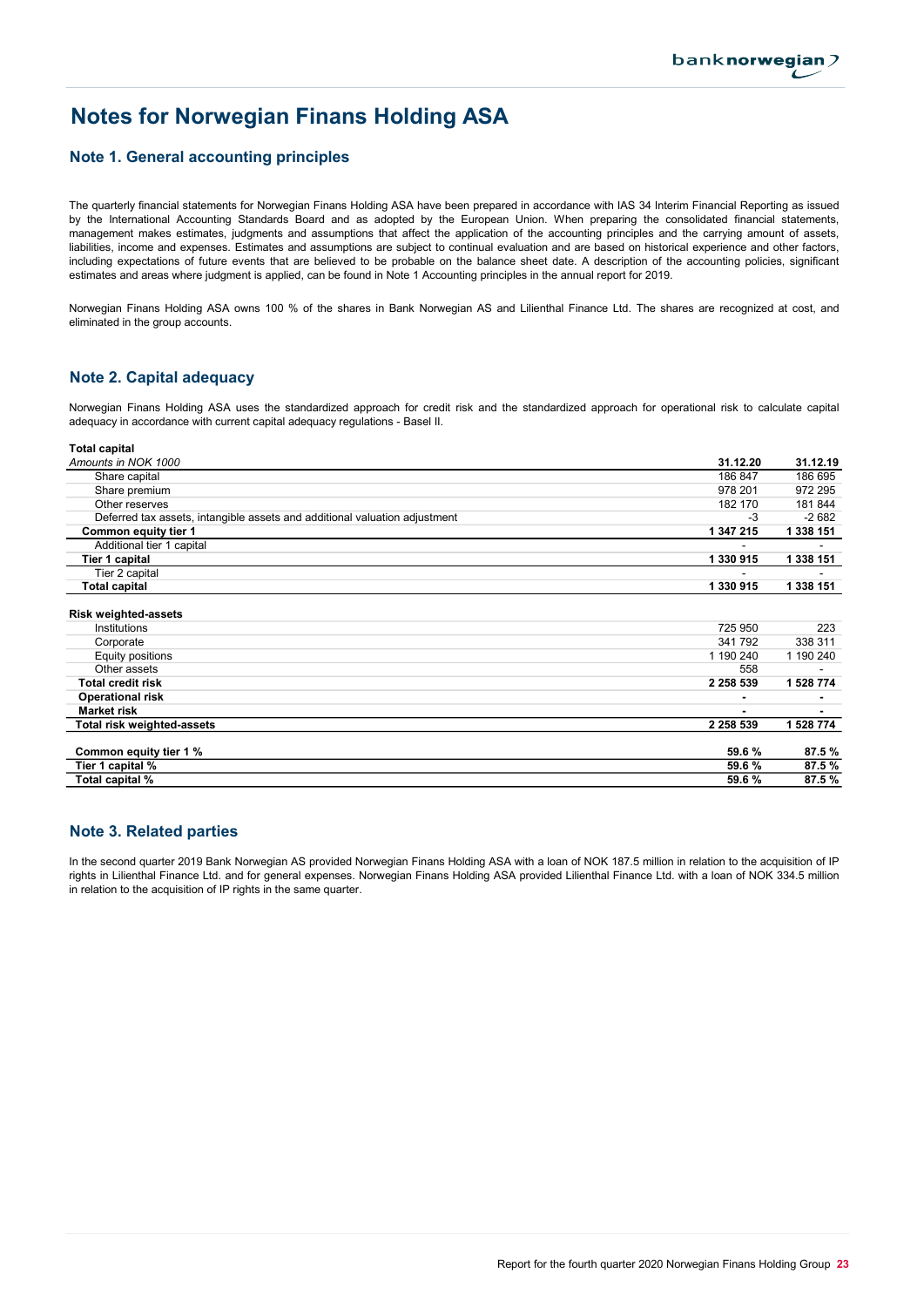# Notes for Norwegian Finans Holding ASA

## Note 1. General accounting principles

The quarterly financial statements for Norwegian Finans Holding ASA have been prepared in accordance with IAS 34 Interim Financial Reporting as issued by the International Accounting Standards Board and as adopted by the European Union. When preparing the consolidated financial statements, management makes estimates, judgments and assumptions that affect the application of the accounting principles and the carrying amount of assets, liabilities, income and expenses. Estimates and assumptions are subject to continual evaluation and are based on historical experience and other factors, including expectations of future events that are believed to be probable on the balance sheet date. A description of the accounting policies, significant estimates and areas where judgment is applied, can be found in Note 1 Accounting principles in the annual report for 2019.

Norwegian Finans Holding ASA owns 100 % of the shares in Bank Norwegian AS and Lilienthal Finance Ltd. The shares are recognized at cost, and eliminated in the group accounts.

## Note 2. Capital adequacy

Norwegian Finans Holding ASA uses the standardized approach for credit risk and the standardized approach for operational risk to calculate capital adequacy in accordance with current capital adequacy regulations - Basel II.

**Total capital**

| *Amounts in NOK 1000* | **31.12.20** | **31.12.19** |
|---|---|---|
| Share capital | 186 847 | 186 695 |
| Share premium | 978 201 | 972 295 |
| Other reserves | 182 170 | 181 844 |
| Deferred tax assets, intangible assets and additional valuation adjustment | -3 | -2 682 |
| **Common equity tier 1** | **1 347 215** | **1 338 151** |
| Additional tier 1 capital | - | - |
| **Tier 1 capital** | **1 330 915** | **1 338 151** |
| Tier 2 capital | - | - |
| **Total capital** | **1 330 915** | **1 338 151** |
| | | |
| **Risk weighted-assets** | | |
| Institutions | 725 950 | 223 |
| Corporate | 341 792 | 338 311 |
| Equity positions | 1 190 240 | 1 190 240 |
| Other assets | 558 | - |
| **Total credit risk** | **2 258 539** | **1 528 774** |
| **Operational risk** | **-** | **-** |
| **Market risk** | **-** | **-** |
| **Total risk weighted-assets** | **2 258 539** | **1 528 774** |
| | | |
| **Common equity tier 1 %** | **59.6 %** | **87.5 %** |
| **Tier 1 capital %** | **59.6 %** | **87.5 %** |
| **Total capital %** | **59.6 %** | **87.5 %** |

## Note 3. Related parties

In the second quarter 2019 Bank Norwegian AS provided Norwegian Finans Holding ASA with a loan of NOK 187.5 million in relation to the acquisition of IP rights in Lilienthal Finance Ltd. and for general expenses. Norwegian Finans Holding ASA provided Lilienthal Finance Ltd. with a loan of NOK 334.5 million in relation to the acquisition of IP rights in the same quarter.